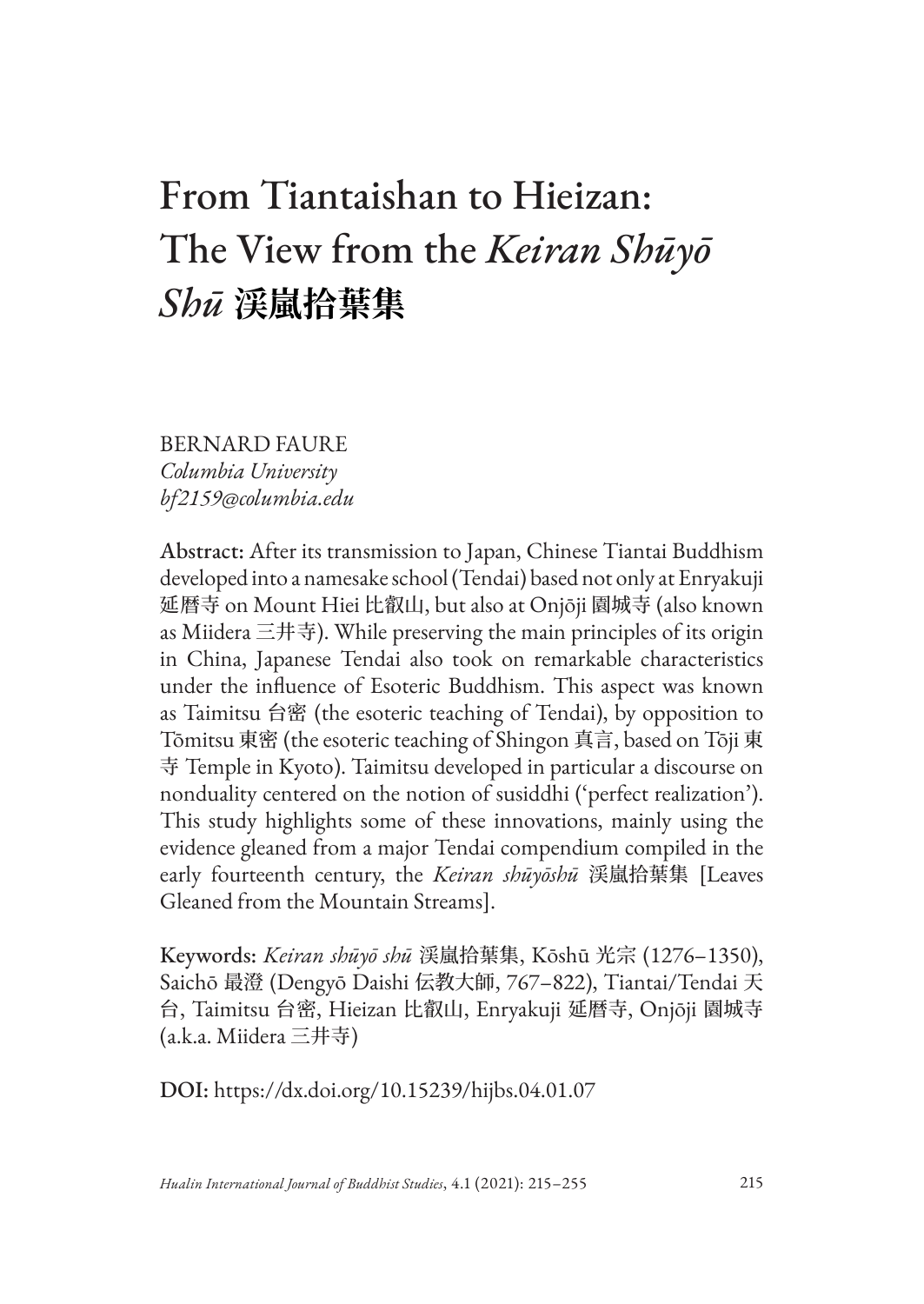# From Tiantaishan to Hieizan: The View from the *Keiran Shūyō Shū* 渓嵐拾葉集

BERNARD FAURE
*Columbia University*
*bf2159@columbia.edu*

**Abstract:** After its transmission to Japan, Chinese Tiantai Buddhism developed into a namesake school (Tendai) based not only at Enryakuji 延暦寺 on Mount Hiei 比叡山, but also at Onjōji 園城寺 (also known as Miidera 三井寺). While preserving the main principles of its origin in China, Japanese Tendai also took on remarkable characteristics under the influence of Esoteric Buddhism. This aspect was known as Taimitsu 台密 (the esoteric teaching of Tendai), by opposition to Tōmitsu 東密 (the esoteric teaching of Shingon 真言, based on Tōji 東寺 Temple in Kyoto). Taimitsu developed in particular a discourse on nonduality centered on the notion of susiddhi ('perfect realization'). This study highlights some of these innovations, mainly using the evidence gleaned from a major Tendai compendium compiled in the early fourteenth century, the *Keiran shūyōshū* 渓嵐拾葉集 [Leaves Gleaned from the Mountain Streams].

**Keywords:** *Keiran shūyō shū* 渓嵐拾葉集, Kōshū 光宗 (1276–1350), Saichō 最澄 (Dengyō Daishi 伝教大師, 767–822), Tiantai/Tendai 天台, Taimitsu 台密, Hieizan 比叡山, Enryakuji 延暦寺, Onjōji 園城寺 (a.k.a. Miidera 三井寺)

**DOI:** https://dx.doi.org/10.15239/hijbs.04.01.07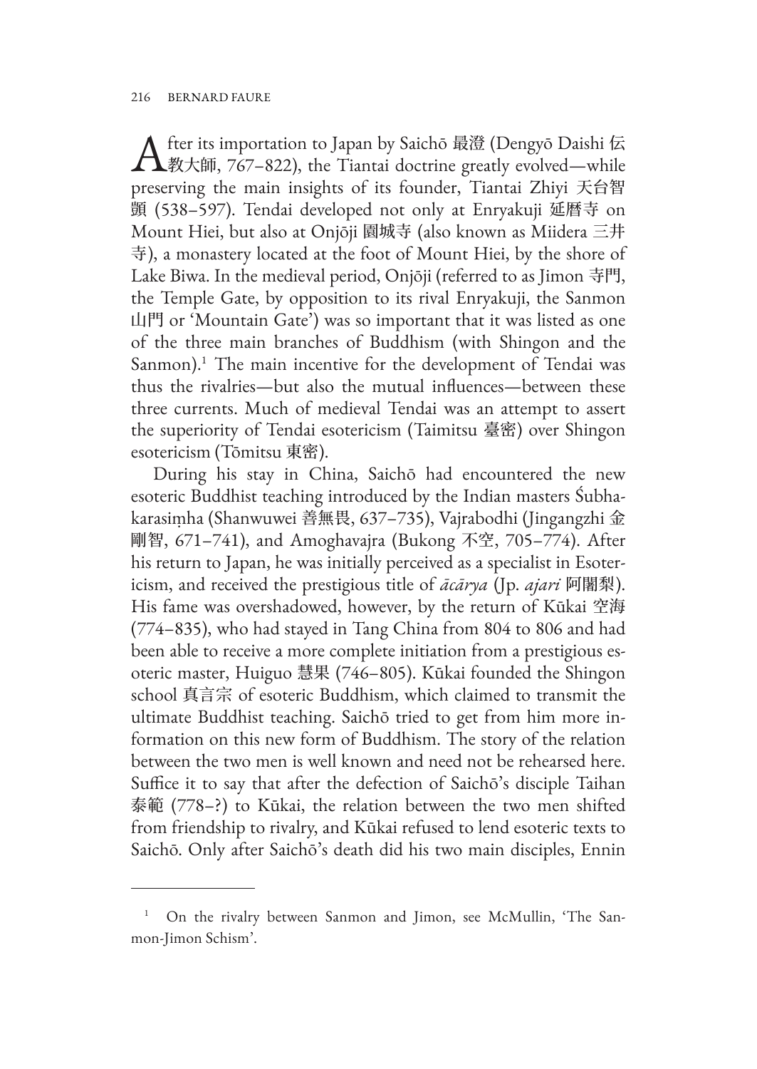After its importation to Japan by Saichō 最澄 (Dengyō Daishi 伝教大師, 767–822), the Tiantai doctrine greatly evolved—while preserving the main insights of its founder, Tiantai Zhiyi 天台智顗 (538–597). Tendai developed not only at Enryakuji 延暦寺 on Mount Hiei, but also at Onjōji 園城寺 (also known as Miidera 三井寺), a monastery located at the foot of Mount Hiei, by the shore of Lake Biwa. In the medieval period, Onjōji (referred to as Jimon 寺門, the Temple Gate, by opposition to its rival Enryakuji, the Sanmon 山門 or 'Mountain Gate') was so important that it was listed as one of the three main branches of Buddhism (with Shingon and the Sanmon).[1] The main incentive for the development of Tendai was thus the rivalries—but also the mutual influences—between these three currents. Much of medieval Tendai was an attempt to assert the superiority of Tendai esotericism (Taimitsu 臺密) over Shingon esotericism (Tōmitsu 東密).

During his stay in China, Saichō had encountered the new esoteric Buddhist teaching introduced by the Indian masters Śubhakarasiṃha (Shanwuwei 善無畏, 637–735), Vajrabodhi (Jingangzhi 金剛智, 671–741), and Amoghavajra (Bukong 不空, 705–774). After his return to Japan, he was initially perceived as a specialist in Esotericism, and received the prestigious title of *ācārya* (Jp. *ajari* 阿闍梨). His fame was overshadowed, however, by the return of Kūkai 空海 (774–835), who had stayed in Tang China from 804 to 806 and had been able to receive a more complete initiation from a prestigious esoteric master, Huiguo 慧果 (746–805). Kūkai founded the Shingon school 真言宗 of esoteric Buddhism, which claimed to transmit the ultimate Buddhist teaching. Saichō tried to get from him more information on this new form of Buddhism. The story of the relation between the two men is well known and need not be rehearsed here. Suffice it to say that after the defection of Saichō's disciple Taihan 泰範 (778–?) to Kūkai, the relation between the two men shifted from friendship to rivalry, and Kūkai refused to lend esoteric texts to Saichō. Only after Saichō's death did his two main disciples, Ennin

[1] On the rivalry between Sanmon and Jimon, see McMullin, 'The Sanmon-Jimon Schism'.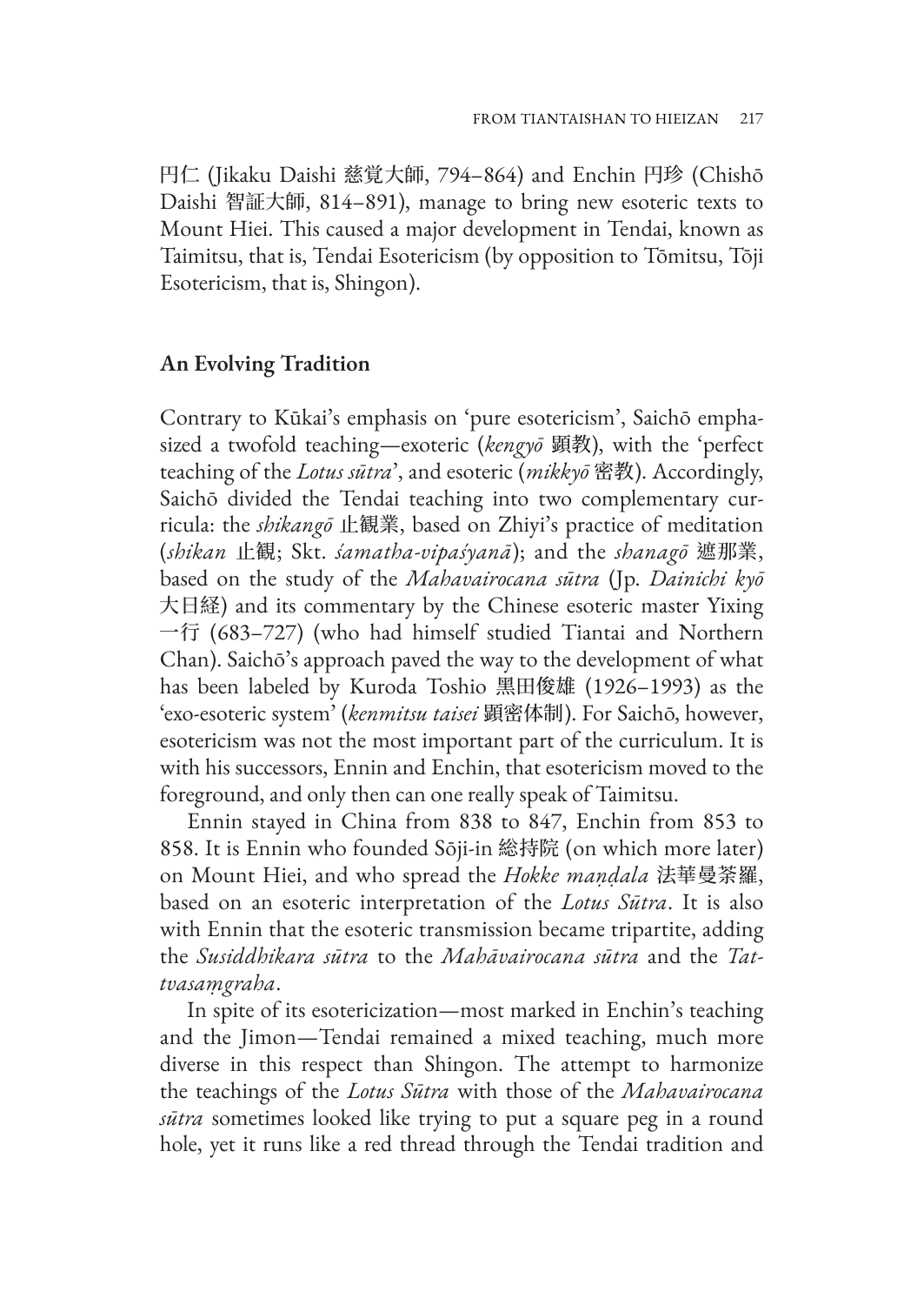円仁 (Jikaku Daishi 慈覚大師, 794–864) and Enchin 円珍 (Chishō Daishi 智証大師, 814–891), manage to bring new esoteric texts to Mount Hiei. This caused a major development in Tendai, known as Taimitsu, that is, Tendai Esotericism (by opposition to Tōmitsu, Tōji Esotericism, that is, Shingon).

## An Evolving Tradition

Contrary to Kūkai's emphasis on 'pure esotericism', Saichō emphasized a twofold teaching—exoteric (*kengyō* 顕教), with the 'perfect teaching of the *Lotus sūtra*', and esoteric (*mikkyō* 密教). Accordingly, Saichō divided the Tendai teaching into two complementary curricula: the *shikangō* 止観業, based on Zhiyi's practice of meditation (*shikan* 止観; Skt. *śamatha-vipaśyanā*); and the *shanagō* 遮那業, based on the study of the *Mahavairocana sūtra* (Jp. *Dainichi kyō* 大日経) and its commentary by the Chinese esoteric master Yixing 一行 (683–727) (who had himself studied Tiantai and Northern Chan). Saichō's approach paved the way to the development of what has been labeled by Kuroda Toshio 黒田俊雄 (1926–1993) as the 'exo-esoteric system' (*kenmitsu taisei* 顕密体制). For Saichō, however, esotericism was not the most important part of the curriculum. It is with his successors, Ennin and Enchin, that esotericism moved to the foreground, and only then can one really speak of Taimitsu.

Ennin stayed in China from 838 to 847, Enchin from 853 to 858. It is Ennin who founded Sōji-in 総持院 (on which more later) on Mount Hiei, and who spread the *Hokke maṇḍala* 法華曼荼羅, based on an esoteric interpretation of the *Lotus Sūtra*. It is also with Ennin that the esoteric transmission became tripartite, adding the *Susiddhikara sūtra* to the *Mahāvairocana sūtra* and the *Tattvasaṃgraha*.

In spite of its esotericization—most marked in Enchin's teaching and the Jimon—Tendai remained a mixed teaching, much more diverse in this respect than Shingon. The attempt to harmonize the teachings of the *Lotus Sūtra* with those of the *Mahavairocana sūtra* sometimes looked like trying to put a square peg in a round hole, yet it runs like a red thread through the Tendai tradition and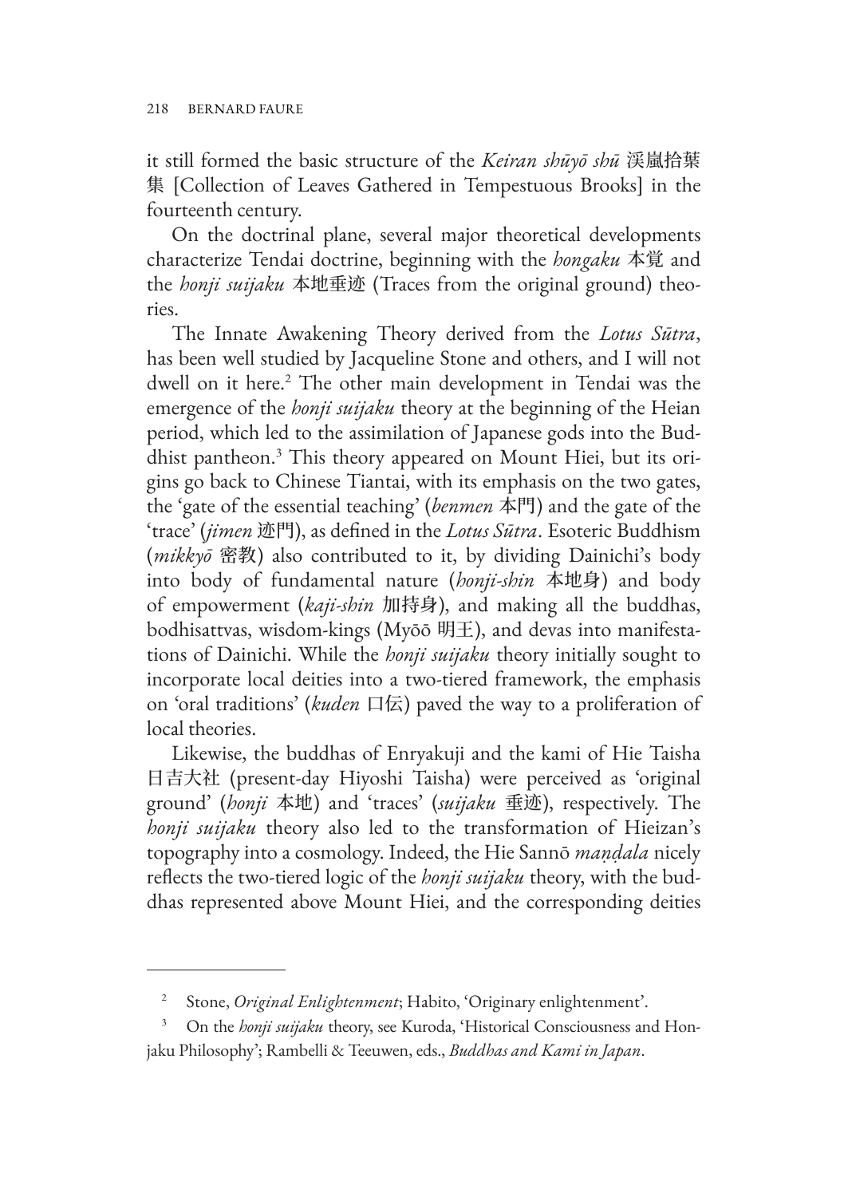it still formed the basic structure of the *Keiran shūyō shū* 渓嵐拾葉集 [Collection of Leaves Gathered in Tempestuous Brooks] in the fourteenth century.

On the doctrinal plane, several major theoretical developments characterize Tendai doctrine, beginning with the *hongaku* 本覚 and the *honji suijaku* 本地垂迹 (Traces from the original ground) theories.

The Innate Awakening Theory derived from the *Lotus Sūtra*, has been well studied by Jacqueline Stone and others, and I will not dwell on it here.[2] The other main development in Tendai was the emergence of the *honji suijaku* theory at the beginning of the Heian period, which led to the assimilation of Japanese gods into the Buddhist pantheon.[3] This theory appeared on Mount Hiei, but its origins go back to Chinese Tiantai, with its emphasis on the two gates, the 'gate of the essential teaching' (*benmen* 本門) and the gate of the 'trace' (*jimen* 迹門), as defined in the *Lotus Sūtra*. Esoteric Buddhism (*mikkyō* 密教) also contributed to it, by dividing Dainichi's body into body of fundamental nature (*honji-shin* 本地身) and body of empowerment (*kaji-shin* 加持身), and making all the buddhas, bodhisattvas, wisdom-kings (Myōō 明王), and devas into manifestations of Dainichi. While the *honji suijaku* theory initially sought to incorporate local deities into a two-tiered framework, the emphasis on 'oral traditions' (*kuden* 口伝) paved the way to a proliferation of local theories.

Likewise, the buddhas of Enryakuji and the kami of Hie Taisha 日吉大社 (present-day Hiyoshi Taisha) were perceived as 'original ground' (*honji* 本地) and 'traces' (*suijaku* 垂迹), respectively. The *honji suijaku* theory also led to the transformation of Hieizan's topography into a cosmology. Indeed, the Hie Sannō *maṇḍala* nicely reflects the two-tiered logic of the *honji suijaku* theory, with the buddhas represented above Mount Hiei, and the corresponding deities

---

[2] Stone, *Original Enlightenment*; Habito, 'Originary enlightenment'.

[3] On the *honji suijaku* theory, see Kuroda, 'Historical Consciousness and Honjaku Philosophy'; Rambelli & Teeuwen, eds., *Buddhas and Kami in Japan*.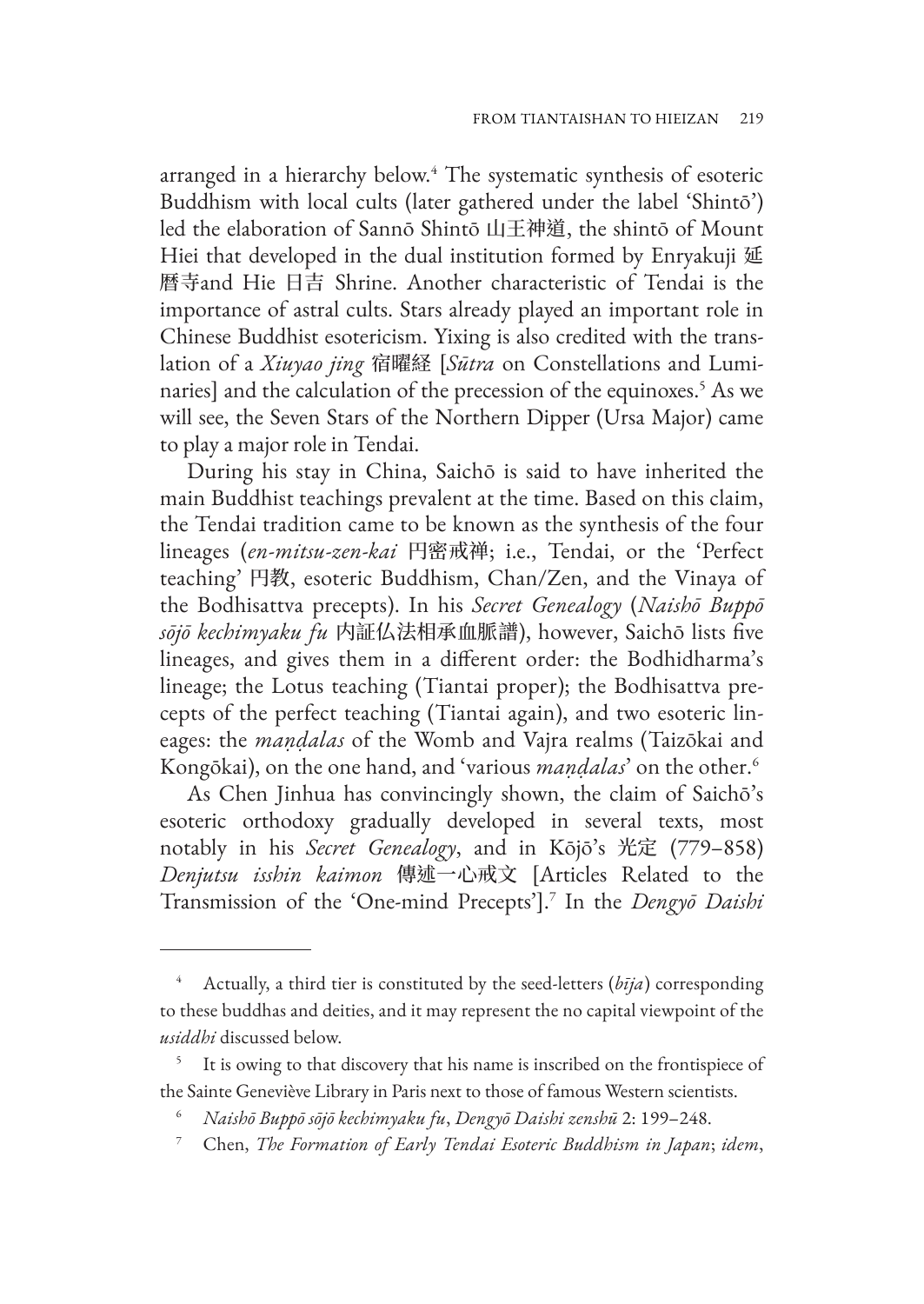arranged in a hierarchy below.[4] The systematic synthesis of esoteric Buddhism with local cults (later gathered under the label 'Shintō') led the elaboration of Sannō Shintō 山王神道, the shintō of Mount Hiei that developed in the dual institution formed by Enryakuji 延暦寺and Hie 日吉 Shrine. Another characteristic of Tendai is the importance of astral cults. Stars already played an important role in Chinese Buddhist esotericism. Yixing is also credited with the translation of a *Xiuyao jing* 宿曜経 [*Sūtra* on Constellations and Luminaries] and the calculation of the precession of the equinoxes.[5] As we will see, the Seven Stars of the Northern Dipper (Ursa Major) came to play a major role in Tendai.

During his stay in China, Saichō is said to have inherited the main Buddhist teachings prevalent at the time. Based on this claim, the Tendai tradition came to be known as the synthesis of the four lineages (*en-mitsu-zen-kai* 円密戒禅; i.e., Tendai, or the 'Perfect teaching' 円教, esoteric Buddhism, Chan/Zen, and the Vinaya of the Bodhisattva precepts). In his *Secret Genealogy* (*Naishō Buppō sōjō kechimyaku fu* 内証仏法相承血脈譜), however, Saichō lists five lineages, and gives them in a different order: the Bodhidharma's lineage; the Lotus teaching (Tiantai proper); the Bodhisattva precepts of the perfect teaching (Tiantai again), and two esoteric lineages: the *maṇḍalas* of the Womb and Vajra realms (Taizōkai and Kongōkai), on the one hand, and 'various *maṇḍalas*' on the other.[6]

As Chen Jinhua has convincingly shown, the claim of Saichō's esoteric orthodoxy gradually developed in several texts, most notably in his *Secret Genealogy*, and in Kōjō's 光定 (779–858) *Denjutsu isshin kaimon* 傳述一心戒文 [Articles Related to the Transmission of the 'One-mind Precepts'].[7] In the *Dengyō Daishi*

---

[4] Actually, a third tier is constituted by the seed-letters (*bīja*) corresponding to these buddhas and deities, and it may represent the no capital viewpoint of the *usiddhi* discussed below.

[5] It is owing to that discovery that his name is inscribed on the frontispiece of the Sainte Geneviève Library in Paris next to those of famous Western scientists.

[6] *Naishō Buppō sōjō kechimyaku fu*, *Dengyō Daishi zenshū* 2: 199–248.

[7] Chen, *The Formation of Early Tendai Esoteric Buddhism in Japan*; *idem*,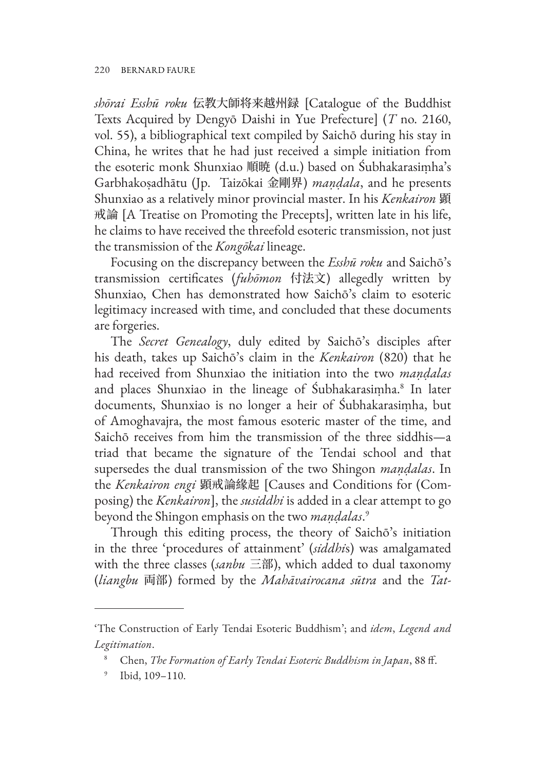*shōrai Esshū roku* 伝教大師将来越州録 [Catalogue of the Buddhist Texts Acquired by Dengyō Daishi in Yue Prefecture] (*T* no. 2160, vol. 55), a bibliographical text compiled by Saichō during his stay in China, he writes that he had just received a simple initiation from the esoteric monk Shunxiao 順暁 (d.u.) based on Śubhakarasiṃha's Garbhakoṣadhātu (Jp. Taizōkai 金剛界) *maṇḍala*, and he presents Shunxiao as a relatively minor provincial master. In his *Kenkairon* 顕戒論 [A Treatise on Promoting the Precepts], written late in his life, he claims to have received the threefold esoteric transmission, not just the transmission of the *Kongōkai* lineage.

Focusing on the discrepancy between the *Esshū roku* and Saichō's transmission certificates (*fuhōmon* 付法文) allegedly written by Shunxiao, Chen has demonstrated how Saichō's claim to esoteric legitimacy increased with time, and concluded that these documents are forgeries.

The *Secret Genealogy*, duly edited by Saichō's disciples after his death, takes up Saichō's claim in the *Kenkairon* (820) that he had received from Shunxiao the initiation into the two *maṇḍalas* and places Shunxiao in the lineage of Śubhakarasiṃha.[8] In later documents, Shunxiao is no longer a heir of Śubhakarasiṃha, but of Amoghavajra, the most famous esoteric master of the time, and Saichō receives from him the transmission of the three siddhis—a triad that became the signature of the Tendai school and that supersedes the dual transmission of the two Shingon *maṇḍalas*. In the *Kenkairon engi* 顕戒論縁起 [Causes and Conditions for (Composing) the *Kenkairon*], the *susiddhi* is added in a clear attempt to go beyond the Shingon emphasis on the two *maṇḍalas*.[9]

Through this editing process, the theory of Saichō's initiation in the three 'procedures of attainment' (*siddhi*s) was amalgamated with the three classes (*sanbu* 三部), which added to dual taxonomy (*liangbu* 両部) formed by the *Mahāvairocana sūtra* and the *Tat-*

---

'The Construction of Early Tendai Esoteric Buddhism'; and *idem*, *Legend and Legitimation*.

[8] Chen, *The Formation of Early Tendai Esoteric Buddhism in Japan*, 88 ff.

[9] Ibid, 109–110.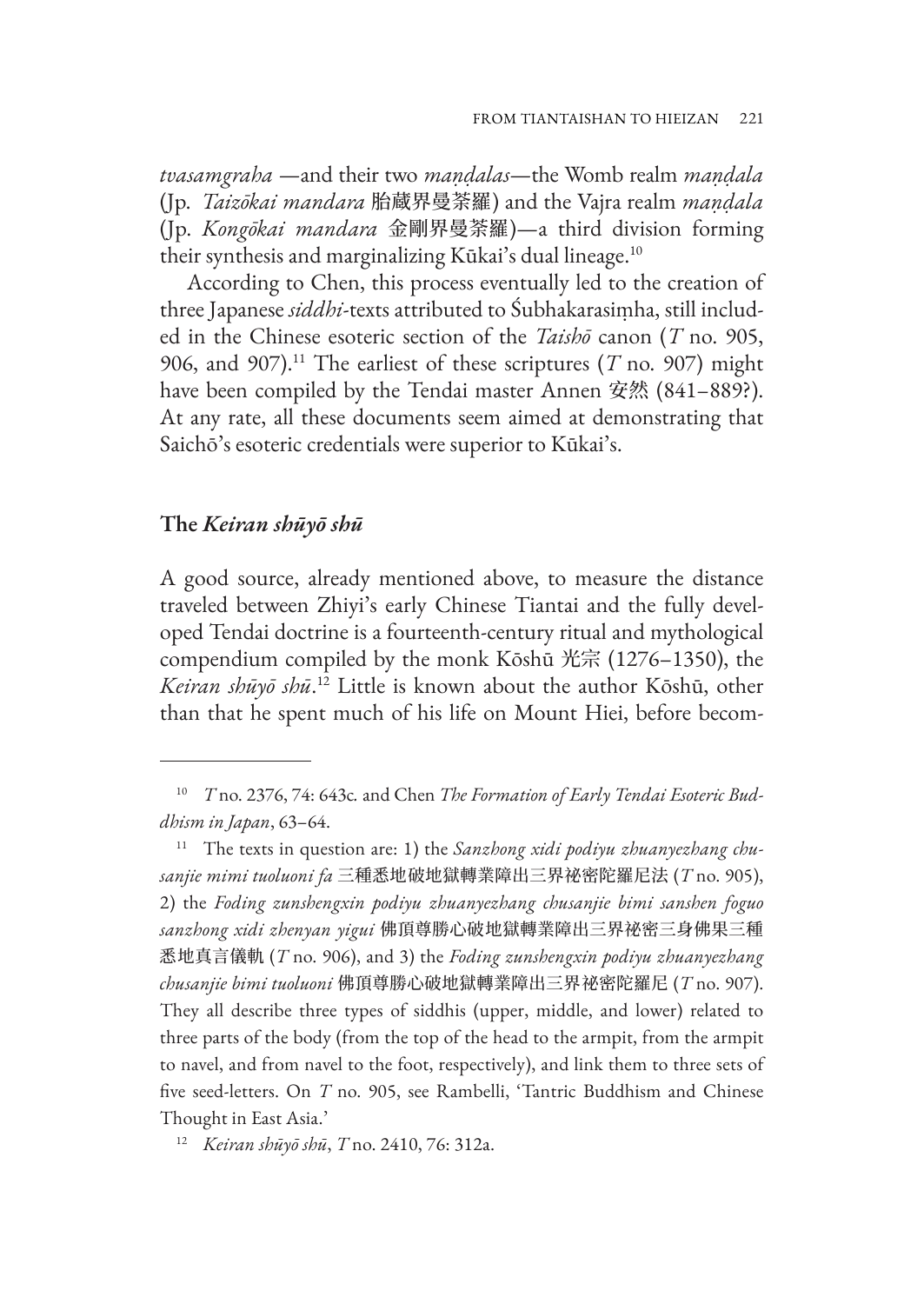*tvasamgraha* —and their two *maṇḍalas*—the Womb realm *maṇḍala* (Jp. *Taizōkai mandara* 胎蔵界曼荼羅) and the Vajra realm *maṇḍala* (Jp. *Kongōkai mandara* 金剛界曼荼羅)—a third division forming their synthesis and marginalizing Kūkai's dual lineage.[10]

According to Chen, this process eventually led to the creation of three Japanese *siddhi*-texts attributed to Śubhakarasiṃha, still included in the Chinese esoteric section of the *Taishō* canon (*T* no. 905, 906, and 907).[11] The earliest of these scriptures (*T* no. 907) might have been compiled by the Tendai master Annen 安然 (841–889?). At any rate, all these documents seem aimed at demonstrating that Saichō's esoteric credentials were superior to Kūkai's.

## The *Keiran shūyō shū*

A good source, already mentioned above, to measure the distance traveled between Zhiyi's early Chinese Tiantai and the fully developed Tendai doctrine is a fourteenth-century ritual and mythological compendium compiled by the monk Kōshū 光宗 (1276–1350), the *Keiran shūyō shū*.[12] Little is known about the author Kōshū, other than that he spent much of his life on Mount Hiei, before becom-

---

[10] *T* no. 2376, 74: 643c. and Chen *The Formation of Early Tendai Esoteric Buddhism in Japan*, 63–64.

[11] The texts in question are: 1) the *Sanzhong xidi podiyu zhuanyezhang chusanjie mimi tuoluoni fa* 三種悉地破地獄轉業障出三界祕密陀羅尼法 (*T* no. 905), 2) the *Foding zunshengxin podiyu zhuanyezhang chusanjie bimi sanshen foguo sanzhong xidi zhenyan yigui* 佛頂尊勝心破地獄轉業障出三界祕密三身佛果三種悉地真言儀軌 (*T* no. 906), and 3) the *Foding zunshengxin podiyu zhuanyezhang chusanjie bimi tuoluoni* 佛頂尊勝心破地獄轉業障出三界祕密陀羅尼 (*T* no. 907). They all describe three types of siddhis (upper, middle, and lower) related to three parts of the body (from the top of the head to the armpit, from the armpit to navel, and from navel to the foot, respectively), and link them to three sets of five seed-letters. On *T* no. 905, see Rambelli, 'Tantric Buddhism and Chinese Thought in East Asia.'

[12] *Keiran shūyō shū*, *T* no. 2410, 76: 312a.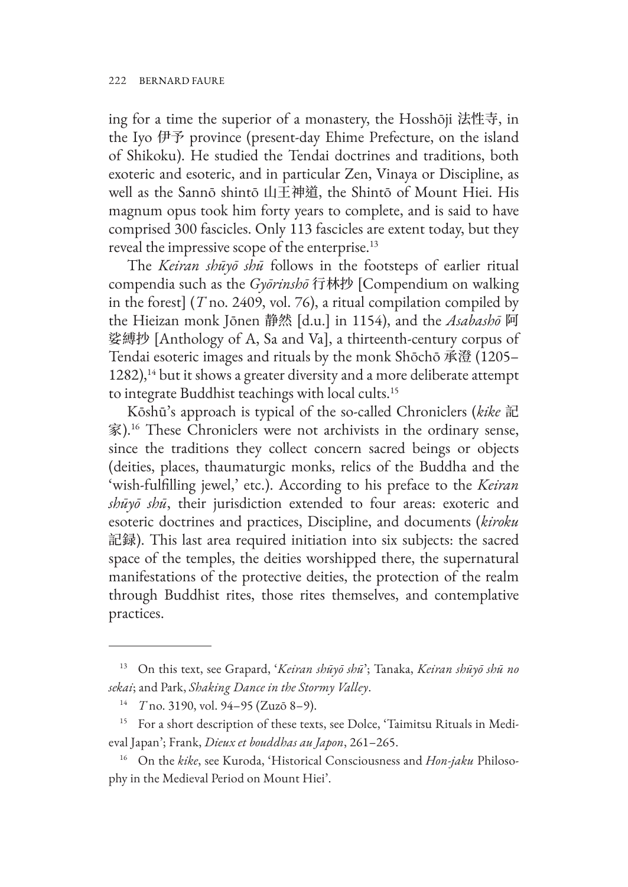ing for a time the superior of a monastery, the Hosshōji 法性寺, in the Iyo 伊予 province (present-day Ehime Prefecture, on the island of Shikoku). He studied the Tendai doctrines and traditions, both exoteric and esoteric, and in particular Zen, Vinaya or Discipline, as well as the Sannō shintō 山王神道, the Shintō of Mount Hiei. His magnum opus took him forty years to complete, and is said to have comprised 300 fascicles. Only 113 fascicles are extent today, but they reveal the impressive scope of the enterprise.[13]

The *Keiran shūyō shū* follows in the footsteps of earlier ritual compendia such as the *Gyōrinshō* 行林抄 [Compendium on walking in the forest] (*T* no. 2409, vol. 76), a ritual compilation compiled by the Hieizan monk Jōnen 静然 [d.u.] in 1154), and the *Asabashō* 阿娑縛抄 [Anthology of A, Sa and Va], a thirteenth-century corpus of Tendai esoteric images and rituals by the monk Shōchō 承澄 (1205–1282),[14] but it shows a greater diversity and a more deliberate attempt to integrate Buddhist teachings with local cults.[15]

Kōshū's approach is typical of the so-called Chroniclers (*kike* 記家).[16] These Chroniclers were not archivists in the ordinary sense, since the traditions they collect concern sacred beings or objects (deities, places, thaumaturgic monks, relics of the Buddha and the 'wish-fulfilling jewel,' etc.). According to his preface to the *Keiran shūyō shū*, their jurisdiction extended to four areas: exoteric and esoteric doctrines and practices, Discipline, and documents (*kiroku* 記録). This last area required initiation into six subjects: the sacred space of the temples, the deities worshipped there, the supernatural manifestations of the protective deities, the protection of the realm through Buddhist rites, those rites themselves, and contemplative practices.

---

[13] On this text, see Grapard, '*Keiran shūyō shū*'; Tanaka, *Keiran shūyō shū no sekai*; and Park, *Shaking Dance in the Stormy Valley*.

[14] *T* no. 3190, vol. 94–95 (Zuzō 8–9).

[15] For a short description of these texts, see Dolce, 'Taimitsu Rituals in Medieval Japan'; Frank, *Dieux et bouddhas au Japon*, 261–265.

[16] On the *kike*, see Kuroda, 'Historical Consciousness and *Hon-jaku* Philosophy in the Medieval Period on Mount Hiei'.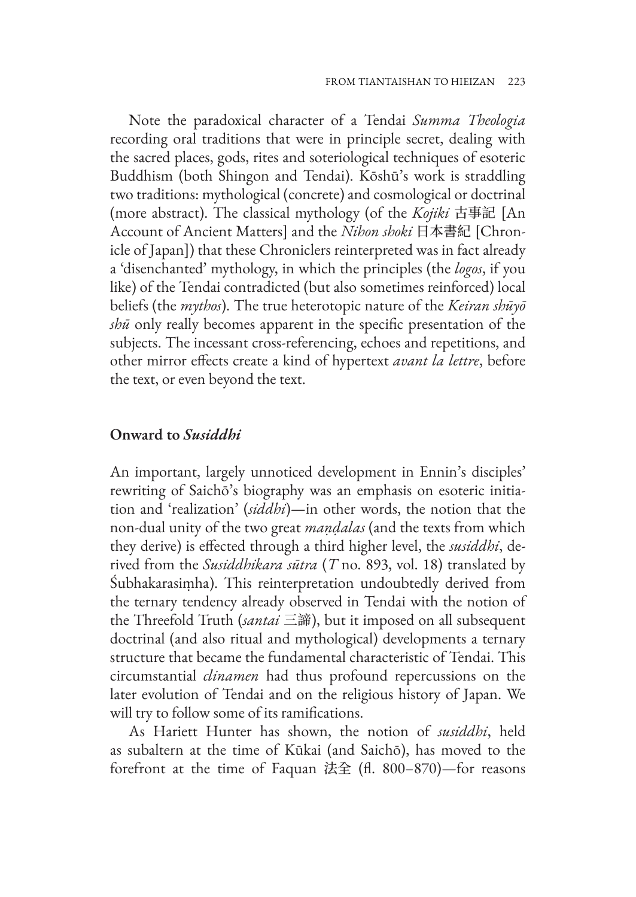Note the paradoxical character of a Tendai *Summa Theologia* recording oral traditions that were in principle secret, dealing with the sacred places, gods, rites and soteriological techniques of esoteric Buddhism (both Shingon and Tendai). Kōshū's work is straddling two traditions: mythological (concrete) and cosmological or doctrinal (more abstract). The classical mythology (of the *Kojiki* 古事記 [An Account of Ancient Matters] and the *Nihon shoki* 日本書紀 [Chronicle of Japan]) that these Chroniclers reinterpreted was in fact already a 'disenchanted' mythology, in which the principles (the *logos*, if you like) of the Tendai contradicted (but also sometimes reinforced) local beliefs (the *mythos*). The true heterotopic nature of the *Keiran shūyō shū* only really becomes apparent in the specific presentation of the subjects. The incessant cross-referencing, echoes and repetitions, and other mirror effects create a kind of hypertext *avant la lettre*, before the text, or even beyond the text.

## Onward to *Susiddhi*

An important, largely unnoticed development in Ennin's disciples' rewriting of Saichō's biography was an emphasis on esoteric initiation and 'realization' (*siddhi*)—in other words, the notion that the non-dual unity of the two great *maṇḍalas* (and the texts from which they derive) is effected through a third higher level, the *susiddhi*, derived from the *Susiddhikara sūtra* (*T* no. 893, vol. 18) translated by Śubhakarasiṃha). This reinterpretation undoubtedly derived from the ternary tendency already observed in Tendai with the notion of the Threefold Truth (*santai* 三諦), but it imposed on all subsequent doctrinal (and also ritual and mythological) developments a ternary structure that became the fundamental characteristic of Tendai. This circumstantial *clinamen* had thus profound repercussions on the later evolution of Tendai and on the religious history of Japan. We will try to follow some of its ramifications.

As Hariett Hunter has shown, the notion of *susiddhi*, held as subaltern at the time of Kūkai (and Saichō), has moved to the forefront at the time of Faquan 法全 (fl. 800–870)—for reasons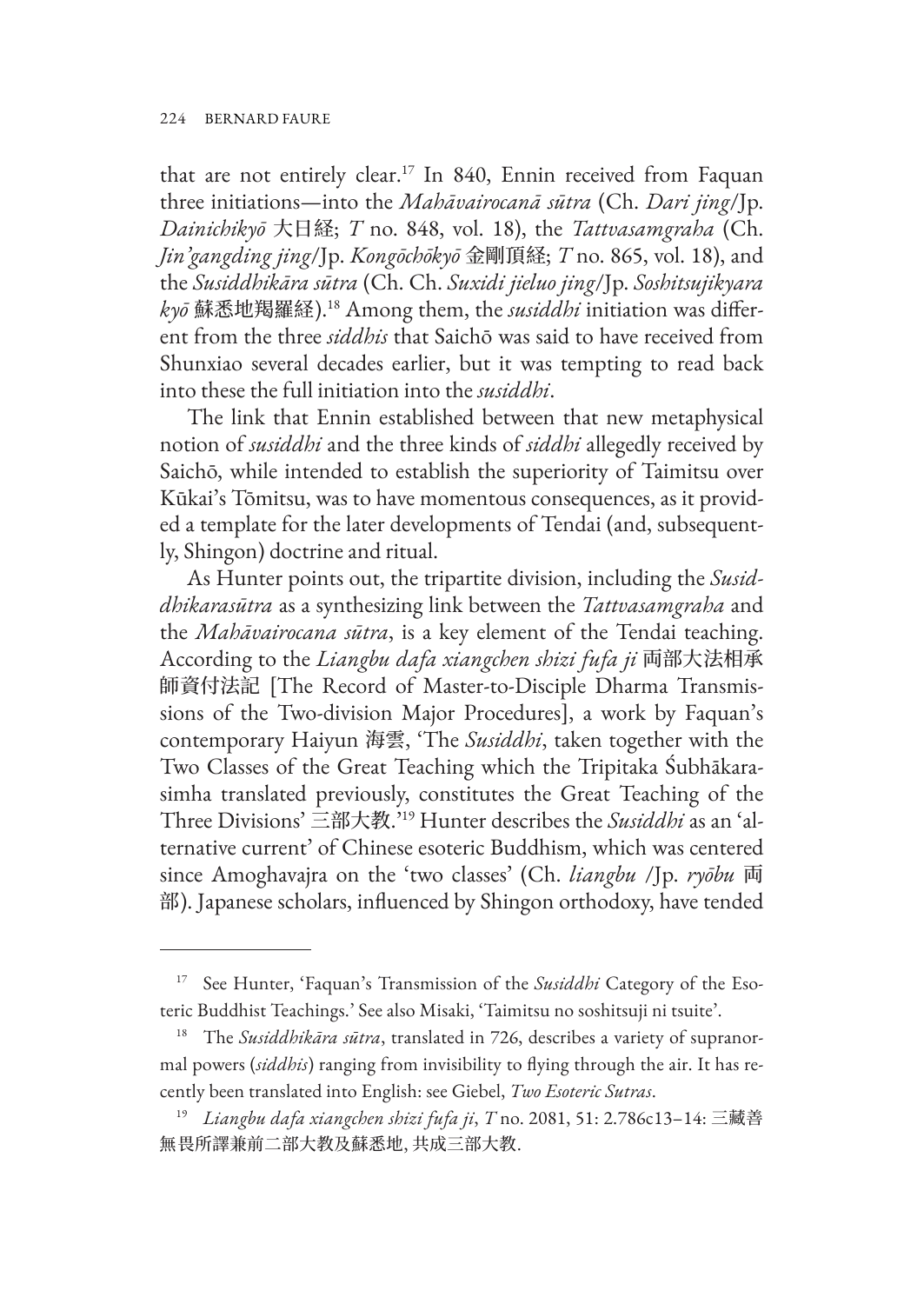that are not entirely clear.[17] In 840, Ennin received from Faquan three initiations—into the *Mahāvairocanā sūtra* (Ch. *Dari jing*/Jp. *Dainichikyō* 大日経; *T* no. 848, vol. 18), the *Tattvasamgraha* (Ch. *Jin'gangding jing*/Jp. *Kongōchōkyō* 金剛頂経; *T* no. 865, vol. 18), and the *Susiddhikāra sūtra* (Ch. Ch. *Suxidi jieluo jing*/Jp. *Soshitsujikyara kyō* 蘇悉地羯羅経).[18] Among them, the *susiddhi* initiation was different from the three *siddhis* that Saichō was said to have received from Shunxiao several decades earlier, but it was tempting to read back into these the full initiation into the *susiddhi*.

The link that Ennin established between that new metaphysical notion of *susiddhi* and the three kinds of *siddhi* allegedly received by Saichō, while intended to establish the superiority of Taimitsu over Kūkai's Tōmitsu, was to have momentous consequences, as it provided a template for the later developments of Tendai (and, subsequently, Shingon) doctrine and ritual.

As Hunter points out, the tripartite division, including the *Susiddhikarasūtra* as a synthesizing link between the *Tattvasamgraha* and the *Mahāvairocana sūtra*, is a key element of the Tendai teaching. According to the *Liangbu dafa xiangchen shizi fufa ji* 両部大法相承師資付法記 [The Record of Master-to-Disciple Dharma Transmissions of the Two-division Major Procedures], a work by Faquan's contemporary Haiyun 海雲, 'The *Susiddhi*, taken together with the Two Classes of the Great Teaching which the Tripitaka Śubhākarasimha translated previously, constitutes the Great Teaching of the Three Divisions' 三部大教.'[19] Hunter describes the *Susiddhi* as an 'alternative current' of Chinese esoteric Buddhism, which was centered since Amoghavajra on the 'two classes' (Ch. *liangbu* /Jp. *ryōbu* 両部). Japanese scholars, influenced by Shingon orthodoxy, have tended

---

[17] See Hunter, 'Faquan's Transmission of the *Susiddhi* Category of the Esoteric Buddhist Teachings.' See also Misaki, 'Taimitsu no soshitsuji ni tsuite'.

[18] The *Susiddhikāra sūtra*, translated in 726, describes a variety of supranormal powers (*siddhis*) ranging from invisibility to flying through the air. It has recently been translated into English: see Giebel, *Two Esoteric Sutras*.

[19] *Liangbu dafa xiangchen shizi fufa ji*, *T* no. 2081, 51: 2.786c13–14: 三藏善無畏所譯兼前二部大教及蘇悉地, 共成三部大教.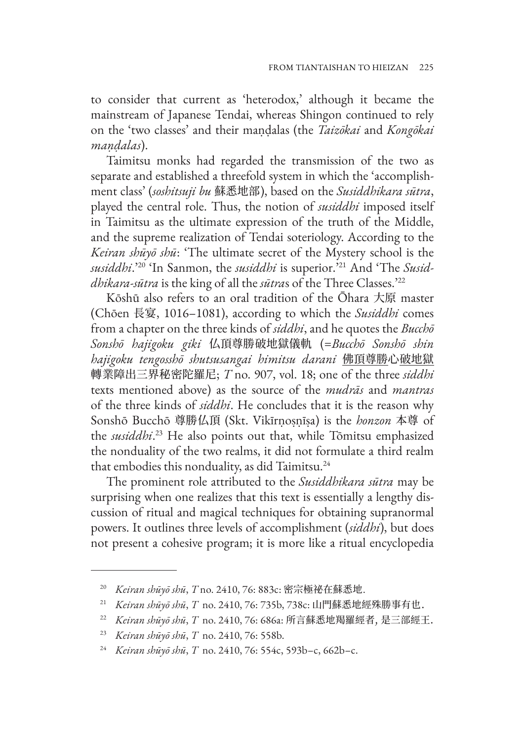to consider that current as 'heterodox,' although it became the mainstream of Japanese Tendai, whereas Shingon continued to rely on the 'two classes' and their maṇḍalas (the *Taizōkai* and *Kongōkai maṇḍalas*).

Taimitsu monks had regarded the transmission of the two as separate and established a threefold system in which the 'accomplishment class' (*soshitsuji bu* 蘇悉地部), based on the *Susiddhikara sūtra*, played the central role. Thus, the notion of *susiddhi* imposed itself in Taimitsu as the ultimate expression of the truth of the Middle, and the supreme realization of Tendai soteriology. According to the *Keiran shūyō shū*: 'The ultimate secret of the Mystery school is the *susiddhi*.'[20] 'In Sanmon, the *susiddhi* is superior.'[21] And 'The *Susiddhikara-sūtra* is the king of all the *sūtra*s of the Three Classes.'[22]

Kōshū also refers to an oral tradition of the Ōhara 大原 master (Chōen 長宴, 1016–1081), according to which the *Susiddhi* comes from a chapter on the three kinds of *siddhi*, and he quotes the *Bucchō Sonshō hajigoku giki* 仏頂尊勝破地獄儀軌 (=*Bucchō Sonshō shin hajigoku tengosshō shutsusangai himitsu darani* 佛頂尊勝心破地獄轉業障出三界秘密陀羅尼; *T* no. 907, vol. 18; one of the three *siddhi* texts mentioned above) as the source of the *mudrās* and *mantras* of the three kinds of *siddhi*. He concludes that it is the reason why Sonshō Bucchō 尊勝仏頂 (Skt. Vikīrṇoṣṇīṣa) is the *honzon* 本尊 of the *susiddhi*.[23] He also points out that, while Tōmitsu emphasized the nonduality of the two realms, it did not formulate a third realm that embodies this nonduality, as did Taimitsu.[24]

The prominent role attributed to the *Susiddhikara sūtra* may be surprising when one realizes that this text is essentially a lengthy discussion of ritual and magical techniques for obtaining supranormal powers. It outlines three levels of accomplishment (*siddhi*), but does not present a cohesive program; it is more like a ritual encyclopedia

---

[20] *Keiran shūyō shū*, *T* no. 2410, 76: 883c: 密宗極祕在蘇悉地.

[21] *Keiran shūyō shū*, *T* no. 2410, 76: 735b, 738c: 山門蘇悉地經殊勝事有也.

[22] *Keiran shūyō shū*, *T* no. 2410, 76: 686a: 所言蘇悉地羯羅經者, 是三部經王.

[23] *Keiran shūyō shū*, *T* no. 2410, 76: 558b.

[24] *Keiran shūyō shū*, *T* no. 2410, 76: 554c, 593b–c, 662b–c.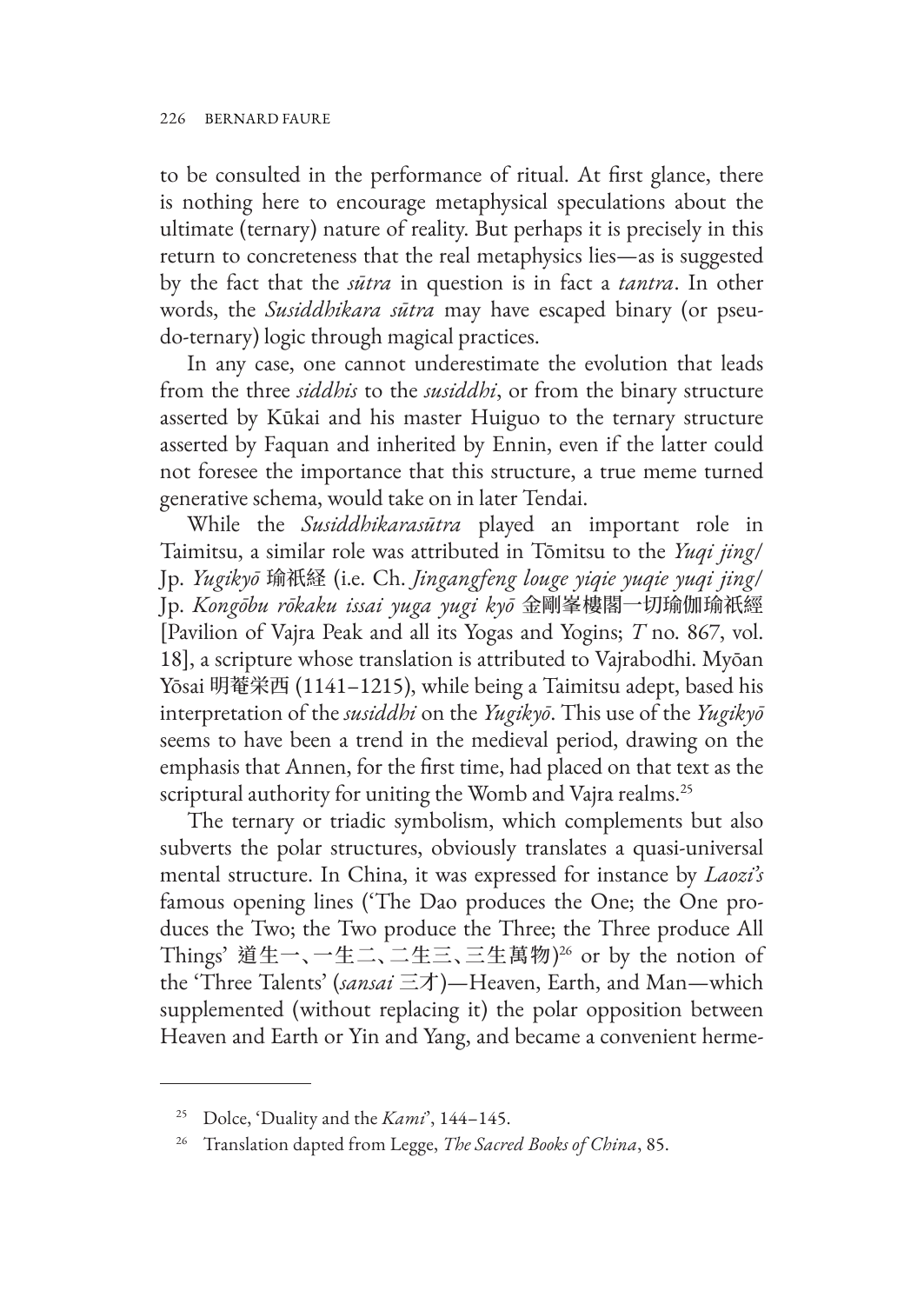to be consulted in the performance of ritual. At first glance, there is nothing here to encourage metaphysical speculations about the ultimate (ternary) nature of reality. But perhaps it is precisely in this return to concreteness that the real metaphysics lies—as is suggested by the fact that the *sūtra* in question is in fact a *tantra*. In other words, the *Susiddhikara sūtra* may have escaped binary (or pseudo-ternary) logic through magical practices.

In any case, one cannot underestimate the evolution that leads from the three *siddhis* to the *susiddhi*, or from the binary structure asserted by Kūkai and his master Huiguo to the ternary structure asserted by Faquan and inherited by Ennin, even if the latter could not foresee the importance that this structure, a true meme turned generative schema, would take on in later Tendai.

While the *Susiddhikarasūtra* played an important role in Taimitsu, a similar role was attributed in Tōmitsu to the *Yuqi jing*/ Jp. *Yugikyō* 瑜祇経 (i.e. Ch. *Jingangfeng louge yiqie yuqie yuqi jing*/ Jp. *Kongōbu rōkaku issai yuga yugi kyō* 金剛峯樓閣一切瑜伽瑜祇經 [Pavilion of Vajra Peak and all its Yogas and Yogins; *T* no. 867, vol. 18], a scripture whose translation is attributed to Vajrabodhi. Myōan Yōsai 明菴栄西 (1141–1215), while being a Taimitsu adept, based his interpretation of the *susiddhi* on the *Yugikyō*. This use of the *Yugikyō* seems to have been a trend in the medieval period, drawing on the emphasis that Annen, for the first time, had placed on that text as the scriptural authority for uniting the Womb and Vajra realms.[25]

The ternary or triadic symbolism, which complements but also subverts the polar structures, obviously translates a quasi-universal mental structure. In China, it was expressed for instance by *Laozi's* famous opening lines ('The Dao produces the One; the One produces the Two; the Two produce the Three; the Three produce All Things' 道生一、一生二、二生三、三生萬物)[26] or by the notion of the 'Three Talents' (*sansai* 三才)—Heaven, Earth, and Man—which supplemented (without replacing it) the polar opposition between Heaven and Earth or Yin and Yang, and became a convenient herme-

[25] Dolce, 'Duality and the *Kami*', 144–145.

[26] Translation dapted from Legge, *The Sacred Books of China*, 85.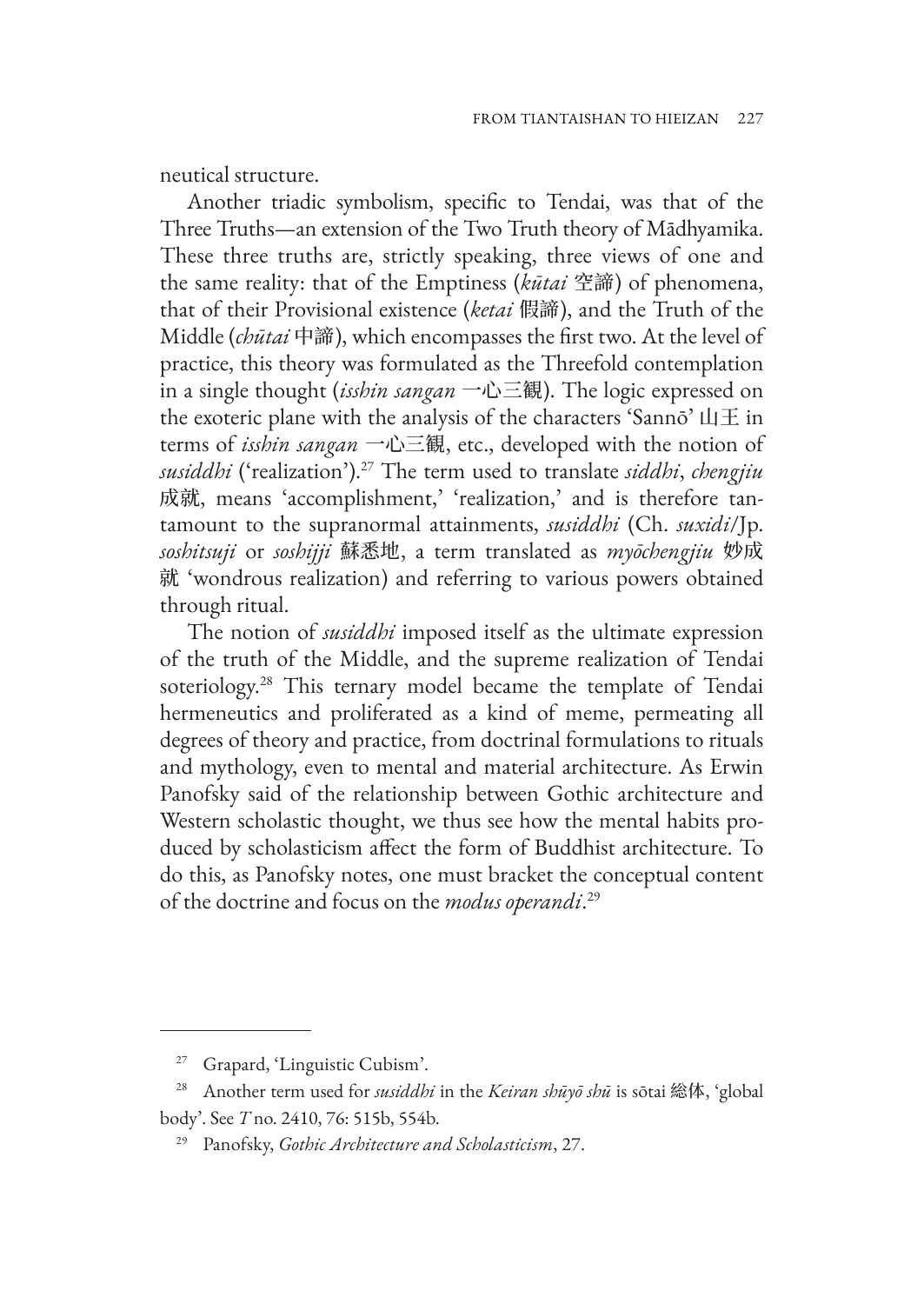neutical structure.

Another triadic symbolism, specific to Tendai, was that of the Three Truths—an extension of the Two Truth theory of Mādhyamika. These three truths are, strictly speaking, three views of one and the same reality: that of the Emptiness (*kūtai* 空諦) of phenomena, that of their Provisional existence (*ketai* 假諦), and the Truth of the Middle (*chūtai* 中諦), which encompasses the first two. At the level of practice, this theory was formulated as the Threefold contemplation in a single thought (*isshin sangan* 一心三観). The logic expressed on the exoteric plane with the analysis of the characters 'Sannō' 山王 in terms of *isshin sangan* 一心三観, etc., developed with the notion of *susiddhi* ('realization').[27] The term used to translate *siddhi*, *chengjiu* 成就, means 'accomplishment,' 'realization,' and is therefore tantamount to the supranormal attainments, *susiddhi* (Ch. *suxidi*/Jp. *soshitsuji* or *soshijji* 蘇悉地, a term translated as *myōchengjiu* 妙成就 'wondrous realization) and referring to various powers obtained through ritual.

The notion of *susiddhi* imposed itself as the ultimate expression of the truth of the Middle, and the supreme realization of Tendai soteriology.[28] This ternary model became the template of Tendai hermeneutics and proliferated as a kind of meme, permeating all degrees of theory and practice, from doctrinal formulations to rituals and mythology, even to mental and material architecture. As Erwin Panofsky said of the relationship between Gothic architecture and Western scholastic thought, we thus see how the mental habits produced by scholasticism affect the form of Buddhist architecture. To do this, as Panofsky notes, one must bracket the conceptual content of the doctrine and focus on the *modus operandi*.[29]

---

[27] Grapard, 'Linguistic Cubism'.

[28] Another term used for *susiddhi* in the *Keiran shūyō shū* is sōtai 総体, 'global body'. See *T* no. 2410, 76: 515b, 554b.

[29] Panofsky, *Gothic Architecture and Scholasticism*, 27.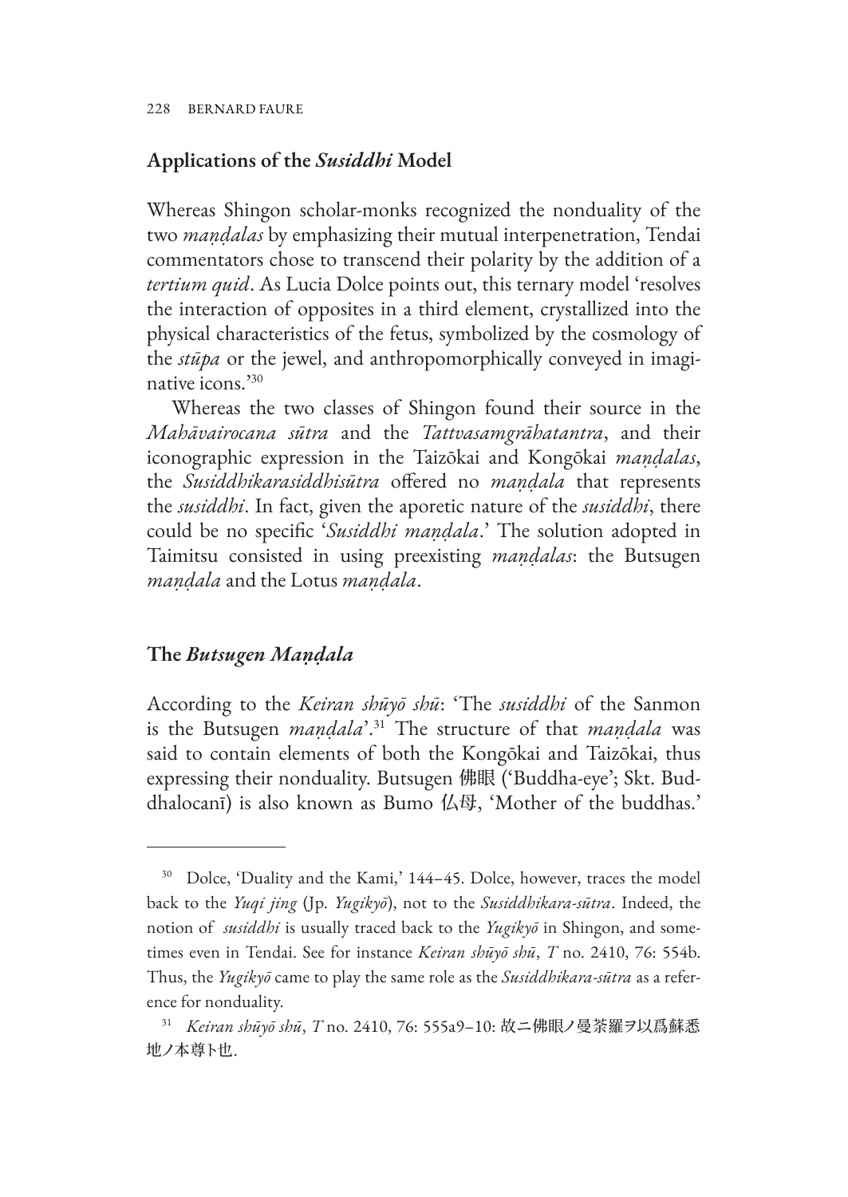## Applications of the *Susiddhi* Model

Whereas Shingon scholar-monks recognized the nonduality of the two *maṇḍalas* by emphasizing their mutual interpenetration, Tendai commentators chose to transcend their polarity by the addition of a *tertium quid*. As Lucia Dolce points out, this ternary model 'resolves the interaction of opposites in a third element, crystallized into the physical characteristics of the fetus, symbolized by the cosmology of the *stūpa* or the jewel, and anthropomorphically conveyed in imaginative icons.'[30]

Whereas the two classes of Shingon found their source in the *Mahāvairocana sūtra* and the *Tattvasamgrāhatantra*, and their iconographic expression in the Taizōkai and Kongōkai *maṇḍalas*, the *Susiddhikarasiddhisūtra* offered no *maṇḍala* that represents the *susiddhi*. In fact, given the aporetic nature of the *susiddhi*, there could be no specific '*Susiddhi maṇḍala*.' The solution adopted in Taimitsu consisted in using preexisting *maṇḍalas*: the Butsugen *maṇḍala* and the Lotus *maṇḍala*.

## The *Butsugen Maṇḍala*

According to the *Keiran shūyō shū*: 'The *susiddhi* of the Sanmon is the Butsugen *maṇḍala*'.[31] The structure of that *maṇḍala* was said to contain elements of both the Kongōkai and Taizōkai, thus expressing their nonduality. Butsugen 佛眼 ('Buddha-eye'; Skt. Buddhalocanī) is also known as Bumo 仏母, 'Mother of the buddhas.'

---

[30] Dolce, 'Duality and the Kami,' 144–45. Dolce, however, traces the model back to the *Yuqi jing* (Jp. *Yugikyō*), not to the *Susiddhikara-sūtra*. Indeed, the notion of *susiddhi* is usually traced back to the *Yugikyō* in Shingon, and sometimes even in Tendai. See for instance *Keiran shūyō shū*, *T* no. 2410, 76: 554b. Thus, the *Yugikyō* came to play the same role as the *Susiddhikara-sūtra* as a reference for nonduality.

[31] *Keiran shūyō shū*, *T* no. 2410, 76: 555a9–10: 故ニ佛眼ノ曼荼羅ヲ以爲蘇悉地ノ本尊ト也.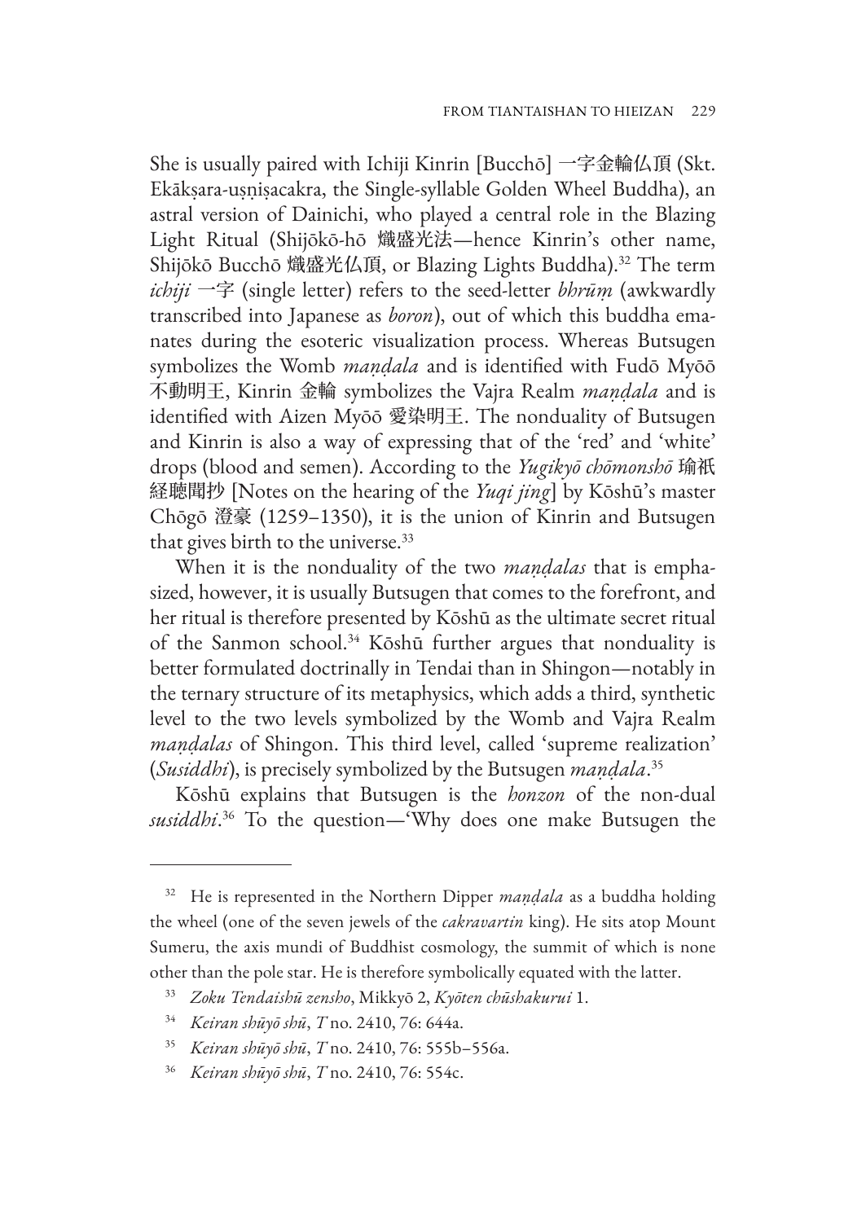She is usually paired with Ichiji Kinrin [Bucchō] 一字金輪仏頂 (Skt. Ekākṣara-uṣṇīṣacakra, the Single-syllable Golden Wheel Buddha), an astral version of Dainichi, who played a central role in the Blazing Light Ritual (Shijōkō-hō 熾盛光法—hence Kinrin's other name, Shijōkō Bucchō 熾盛光仏頂, or Blazing Lights Buddha).[32] The term *ichiji* 一字 (single letter) refers to the seed-letter *bhrūṃ* (awkwardly transcribed into Japanese as *boron*), out of which this buddha emanates during the esoteric visualization process. Whereas Butsugen symbolizes the Womb *maṇḍala* and is identified with Fudō Myōō 不動明王, Kinrin 金輪 symbolizes the Vajra Realm *maṇḍala* and is identified with Aizen Myōō 愛染明王. The nonduality of Butsugen and Kinrin is also a way of expressing that of the 'red' and 'white' drops (blood and semen). According to the *Yugikyō chōmonshō* 瑜祇経聴聞抄 [Notes on the hearing of the *Yuqi jing*] by Kōshū's master Chōgō 澄豪 (1259–1350), it is the union of Kinrin and Butsugen that gives birth to the universe.[33]

When it is the nonduality of the two *maṇḍalas* that is emphasized, however, it is usually Butsugen that comes to the forefront, and her ritual is therefore presented by Kōshū as the ultimate secret ritual of the Sanmon school.[34] Kōshū further argues that nonduality is better formulated doctrinally in Tendai than in Shingon—notably in the ternary structure of its metaphysics, which adds a third, synthetic level to the two levels symbolized by the Womb and Vajra Realm *maṇḍalas* of Shingon. This third level, called 'supreme realization' (*Susiddhi*), is precisely symbolized by the Butsugen *maṇḍala*.[35]

Kōshū explains that Butsugen is the *honzon* of the non-dual *susiddhi*.[36] To the question—'Why does one make Butsugen the

---

[32] He is represented in the Northern Dipper *maṇḍala* as a buddha holding the wheel (one of the seven jewels of the *cakravartin* king). He sits atop Mount Sumeru, the axis mundi of Buddhist cosmology, the summit of which is none other than the pole star. He is therefore symbolically equated with the latter.

[33] *Zoku Tendaishū zensho*, Mikkyō 2, *Kyōten chūshakurui* 1.

[34] *Keiran shūyō shū*, *T* no. 2410, 76: 644a.

[35] *Keiran shūyō shū*, *T* no. 2410, 76: 555b–556a.

[36] *Keiran shūyō shū*, *T* no. 2410, 76: 554c.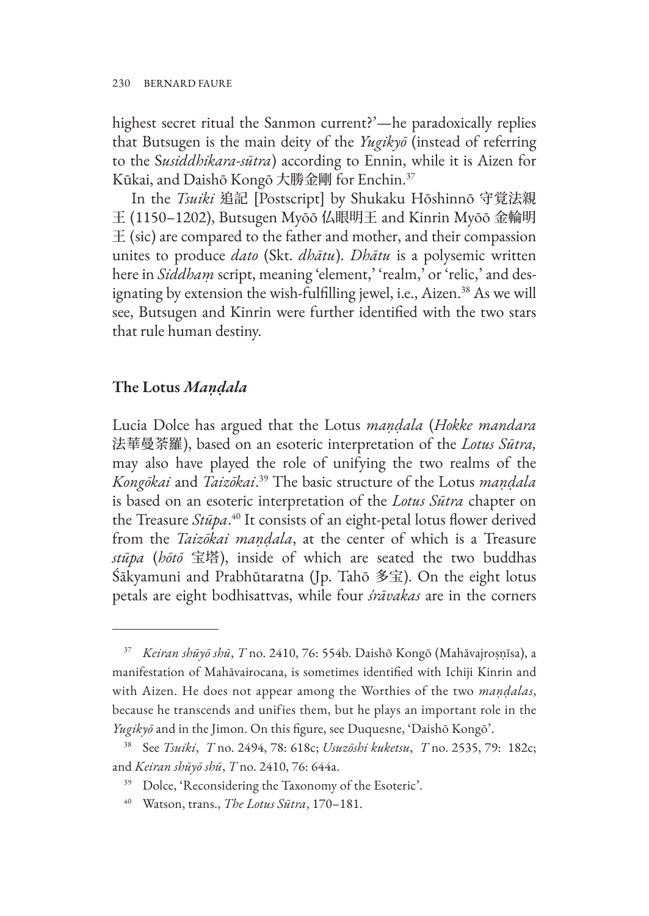highest secret ritual the Sanmon current?'—he paradoxically replies that Butsugen is the main deity of the *Yugikyō* (instead of referring to the *Susiddhikara-sūtra*) according to Ennin, while it is Aizen for Kūkai, and Daishō Kongō 大勝金剛 for Enchin.[37]

In the *Tsuiki* 追記 [Postscript] by Shukaku Hōshinnō 守覚法親王 (1150–1202), Butsugen Myōō 仏眼明王 and Kinrin Myōō 金輪明王 (sic) are compared to the father and mother, and their compassion unites to produce *dato* (Skt. *dhātu*). *Dhātu* is a polysemic written here in *Siddhaṃ* script, meaning 'element,' 'realm,' or 'relic,' and designating by extension the wish-fulfilling jewel, i.e., Aizen.[38] As we will see, Butsugen and Kinrin were further identified with the two stars that rule human destiny.

## The Lotus *Maṇḍala*

Lucia Dolce has argued that the Lotus *maṇḍala* (*Hokke mandara* 法華曼荼羅), based on an esoteric interpretation of the *Lotus Sūtra,* may also have played the role of unifying the two realms of the *Kongōkai* and *Taizōkai*.[39] The basic structure of the Lotus *maṇḍala* is based on an esoteric interpretation of the *Lotus Sūtra* chapter on the Treasure *Stūpa*.[40] It consists of an eight-petal lotus flower derived from the *Taizōkai maṇḍala*, at the center of which is a Treasure *stūpa* (*hōtō* 宝塔), inside of which are seated the two buddhas Śākyamuni and Prabhūtaratna (Jp. Tahō 多宝). On the eight lotus petals are eight bodhisattvas, while four *śrāvakas* are in the corners

---

[37] *Keiran shūyō shū*, *T* no. 2410, 76: 554b. Daishō Kongō (Mahāvajroṣṇīsa), a manifestation of Mahāvairocana, is sometimes identified with Ichiji Kinrin and with Aizen. He does not appear among the Worthies of the two *maṇḍalas*, because he transcends and unifies them, but he plays an important role in the *Yugikyō* and in the Jimon. On this figure, see Duquesne, 'Daishō Kongō'.

[38] See *Tsuiki*, *T* no. 2494, 78: 618c; *Usuzōshi kuketsu*, *T* no. 2535, 79: 182c; and *Keiran shūyō shū*, *T* no. 2410, 76: 644a.

[39] Dolce, 'Reconsidering the Taxonomy of the Esoteric'.

[40] Watson, trans., *The Lotus Sūtra*, 170–181.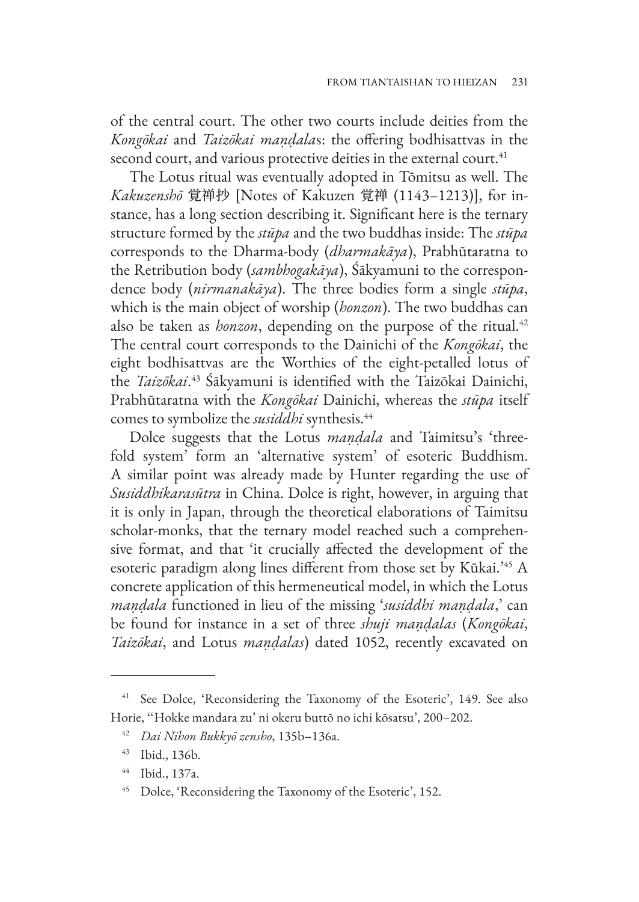of the central court. The other two courts include deities from the *Kongōkai* and *Taizōkai maṇḍala*s: the offering bodhisattvas in the second court, and various protective deities in the external court.[41]

The Lotus ritual was eventually adopted in Tōmitsu as well. The *Kakuzenshō* 覚禅抄 [Notes of Kakuzen 覚禅 (1143–1213)], for instance, has a long section describing it. Significant here is the ternary structure formed by the *stūpa* and the two buddhas inside: The *stūpa* corresponds to the Dharma-body (*dharmakāya*), Prabhūtaratna to the Retribution body (*sambhogakāya*), Śākyamuni to the correspondence body (*nirmanakāya*). The three bodies form a single *stūpa*, which is the main object of worship (*honzon*). The two buddhas can also be taken as *honzon*, depending on the purpose of the ritual.[42] The central court corresponds to the Dainichi of the *Kongōkai*, the eight bodhisattvas are the Worthies of the eight-petalled lotus of the *Taizōkai*.[43] Śākyamuni is identified with the Taizōkai Dainichi, Prabhūtaratna with the *Kongōkai* Dainichi, whereas the *stūpa* itself comes to symbolize the *susiddhi* synthesis.[44]

Dolce suggests that the Lotus *maṇḍala* and Taimitsu's 'threefold system' form an 'alternative system' of esoteric Buddhism. A similar point was already made by Hunter regarding the use of *Susiddhikarasūtra* in China. Dolce is right, however, in arguing that it is only in Japan, through the theoretical elaborations of Taimitsu scholar-monks, that the ternary model reached such a comprehensive format, and that 'it crucially affected the development of the esoteric paradigm along lines different from those set by Kūkai.'[45] A concrete application of this hermeneutical model, in which the Lotus *maṇḍala* functioned in lieu of the missing '*susiddhi maṇḍala*,' can be found for instance in a set of three *shuji maṇḍalas* (*Kongōkai*, *Taizōkai*, and Lotus *maṇḍalas*) dated 1052, recently excavated on

---

[41] See Dolce, 'Reconsidering the Taxonomy of the Esoteric', 149. See also Horie, ''Hokke mandara zu' ni okeru buttō no ichi kōsatsu', 200–202.

[42] *Dai Nihon Bukkyō zensho*, 135b–136a.

[43] Ibid., 136b.

[44] Ibid., 137a.

[45] Dolce, 'Reconsidering the Taxonomy of the Esoteric', 152.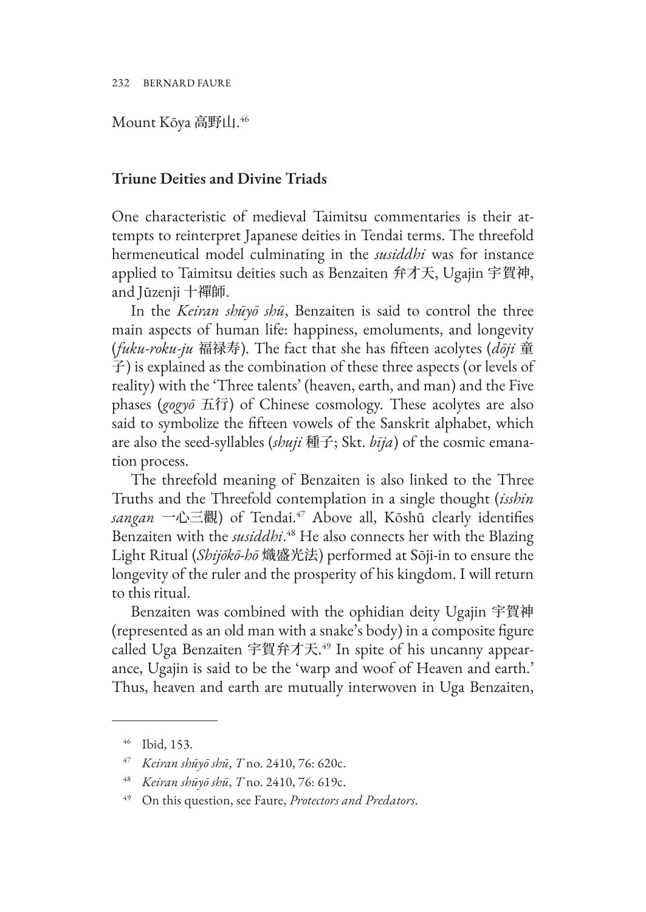Mount Kōya 高野山.[46]

## Triune Deities and Divine Triads

One characteristic of medieval Taimitsu commentaries is their attempts to reinterpret Japanese deities in Tendai terms. The threefold hermeneutical model culminating in the *susiddhi* was for instance applied to Taimitsu deities such as Benzaiten 弁才天, Ugajin 宇賀神, and Jūzenji 十禪師.

In the *Keiran shūyō shū*, Benzaiten is said to control the three main aspects of human life: happiness, emoluments, and longevity (*fuku-roku-ju* 福禄寿). The fact that she has fifteen acolytes (*dōji* 童子) is explained as the combination of these three aspects (or levels of reality) with the 'Three talents' (heaven, earth, and man) and the Five phases (*gogyō* 五行) of Chinese cosmology. These acolytes are also said to symbolize the fifteen vowels of the Sanskrit alphabet, which are also the seed-syllables (*shuji* 種子; Skt. *bīja*) of the cosmic emanation process.

The threefold meaning of Benzaiten is also linked to the Three Truths and the Threefold contemplation in a single thought (*isshin sangan* 一心三觀) of Tendai.[47] Above all, Kōshū clearly identifies Benzaiten with the *susiddhi*.[48] He also connects her with the Blazing Light Ritual (*Shijōkō-hō* 熾盛光法) performed at Sōji-in to ensure the longevity of the ruler and the prosperity of his kingdom. I will return to this ritual.

Benzaiten was combined with the ophidian deity Ugajin 宇賀神 (represented as an old man with a snake's body) in a composite figure called Uga Benzaiten 宇賀弁才天.[49] In spite of his uncanny appearance, Ugajin is said to be the 'warp and woof of Heaven and earth.' Thus, heaven and earth are mutually interwoven in Uga Benzaiten,

---

[46] Ibid, 153.

[47] *Keiran shūyō shū*, *T* no. 2410, 76: 620c.

[48] *Keiran shūyō shū*, *T* no. 2410, 76: 619c.

[49] On this question, see Faure, *Protectors and Predators*.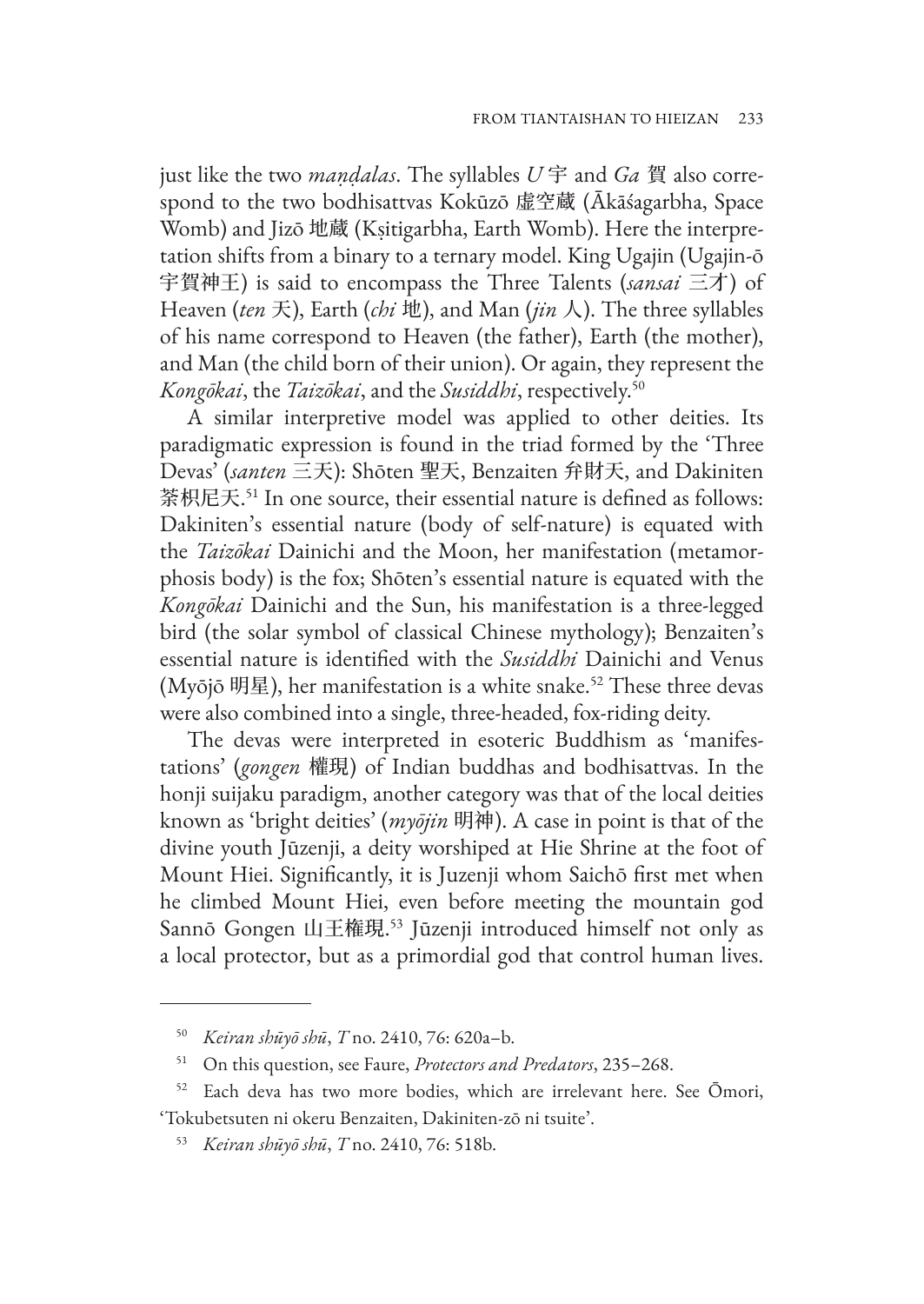just like the two *maṇḍalas*. The syllables *U* 宇 and *Ga* 賀 also correspond to the two bodhisattvas Kokūzō 虛空蔵 (Ākāśagarbha, Space Womb) and Jizō 地蔵 (Kṣitigarbha, Earth Womb). Here the interpretation shifts from a binary to a ternary model. King Ugajin (Ugajin-ō 宇賀神王) is said to encompass the Three Talents (*sansai* 三才) of Heaven (*ten* 天), Earth (*chi* 地), and Man (*jin* 人). The three syllables of his name correspond to Heaven (the father), Earth (the mother), and Man (the child born of their union). Or again, they represent the *Kongōkai*, the *Taizōkai*, and the *Susiddhi*, respectively.[50]

A similar interpretive model was applied to other deities. Its paradigmatic expression is found in the triad formed by the 'Three Devas' (*santen* 三天): Shōten 聖天, Benzaiten 弁財天, and Dakiniten 荼枳尼天.[51] In one source, their essential nature is defined as follows: Dakiniten's essential nature (body of self-nature) is equated with the *Taizōkai* Dainichi and the Moon, her manifestation (metamorphosis body) is the fox; Shōten's essential nature is equated with the *Kongōkai* Dainichi and the Sun, his manifestation is a three-legged bird (the solar symbol of classical Chinese mythology); Benzaiten's essential nature is identified with the *Susiddhi* Dainichi and Venus (Myōjō 明星), her manifestation is a white snake.[52] These three devas were also combined into a single, three-headed, fox-riding deity.

The devas were interpreted in esoteric Buddhism as 'manifestations' (*gongen* 權現) of Indian buddhas and bodhisattvas. In the honji suijaku paradigm, another category was that of the local deities known as 'bright deities' (*myōjin* 明神). A case in point is that of the divine youth Jūzenji, a deity worshiped at Hie Shrine at the foot of Mount Hiei. Significantly, it is Juzenji whom Saichō first met when he climbed Mount Hiei, even before meeting the mountain god Sannō Gongen 山王權現.[53] Jūzenji introduced himself not only as a local protector, but as a primordial god that control human lives.

---

[50] *Keiran shūyō shū*, *T* no. 2410, 76: 620a–b.

[51] On this question, see Faure, *Protectors and Predators*, 235–268.

[52] Each deva has two more bodies, which are irrelevant here. See Ōmori, 'Tokubetsuten ni okeru Benzaiten, Dakiniten-zō ni tsuite'.

[53] *Keiran shūyō shū*, *T* no. 2410, 76: 518b.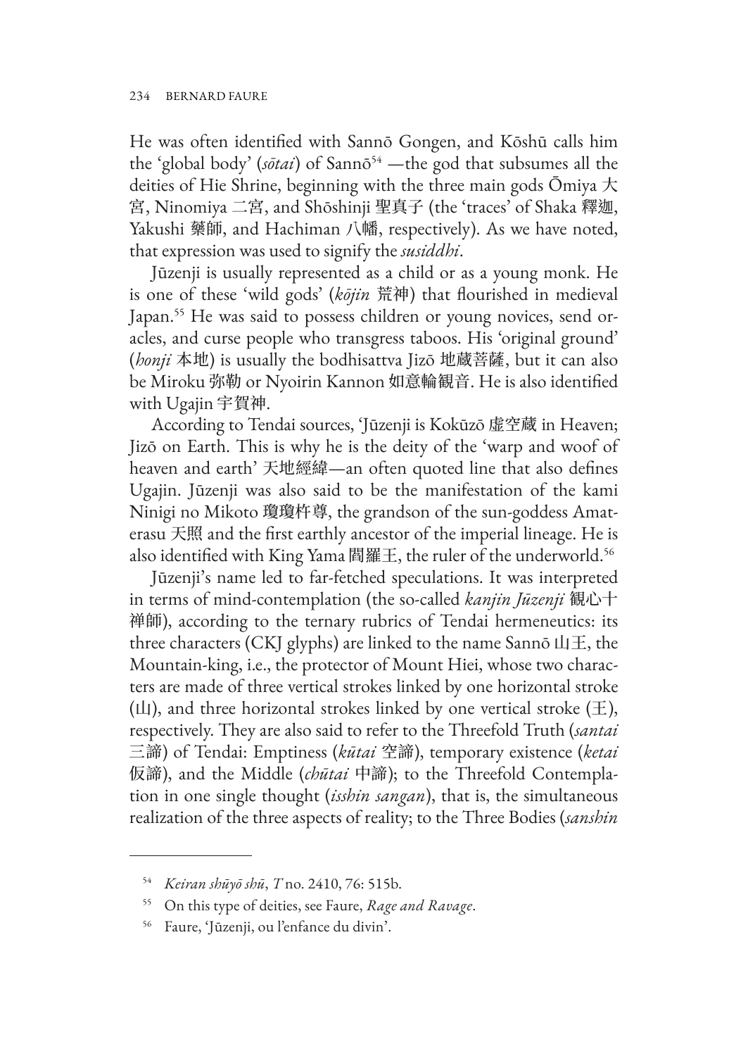He was often identified with Sannō Gongen, and Kōshū calls him the 'global body' (*sōtai*) of Sannō[54] —the god that subsumes all the deities of Hie Shrine, beginning with the three main gods Ōmiya 大宮, Ninomiya 二宮, and Shōshinji 聖真子 (the 'traces' of Shaka 釋迦, Yakushi 藥師, and Hachiman 八幡, respectively). As we have noted, that expression was used to signify the *susiddhi*.

Jūzenji is usually represented as a child or as a young monk. He is one of these 'wild gods' (*kōjin* 荒神) that flourished in medieval Japan.[55] He was said to possess children or young novices, send oracles, and curse people who transgress taboos. His 'original ground' (*honji* 本地) is usually the bodhisattva Jizō 地蔵菩薩, but it can also be Miroku 弥勒 or Nyoirin Kannon 如意輪観音. He is also identified with Ugajin 宇賀神.

According to Tendai sources, 'Jūzenji is Kokūzō 虛空蔵 in Heaven; Jizō on Earth. This is why he is the deity of the 'warp and woof of heaven and earth' 天地經緯—an often quoted line that also defines Ugajin. Jūzenji was also said to be the manifestation of the kami Ninigi no Mikoto 瓊瓊杵尊, the grandson of the sun-goddess Amaterasu 天照 and the first earthly ancestor of the imperial lineage. He is also identified with King Yama 閻羅王, the ruler of the underworld.[56]

Jūzenji's name led to far-fetched speculations. It was interpreted in terms of mind-contemplation (the so-called *kanjin Jūzenji* 観心十禅師), according to the ternary rubrics of Tendai hermeneutics: its three characters (CKJ glyphs) are linked to the name Sannō 山王, the Mountain-king, i.e., the protector of Mount Hiei, whose two characters are made of three vertical strokes linked by one horizontal stroke (山), and three horizontal strokes linked by one vertical stroke (王), respectively. They are also said to refer to the Threefold Truth (*santai* 三諦) of Tendai: Emptiness (*kūtai* 空諦), temporary existence (*ketai* 仮諦), and the Middle (*chūtai* 中諦); to the Threefold Contemplation in one single thought (*isshin sangan*), that is, the simultaneous realization of the three aspects of reality; to the Three Bodies (*sanshin*

---

[54] *Keiran shūyō shū*, *T* no. 2410, 76: 515b.

[55] On this type of deities, see Faure, *Rage and Ravage*.

[56] Faure, 'Jūzenji, ou l'enfance du divin'.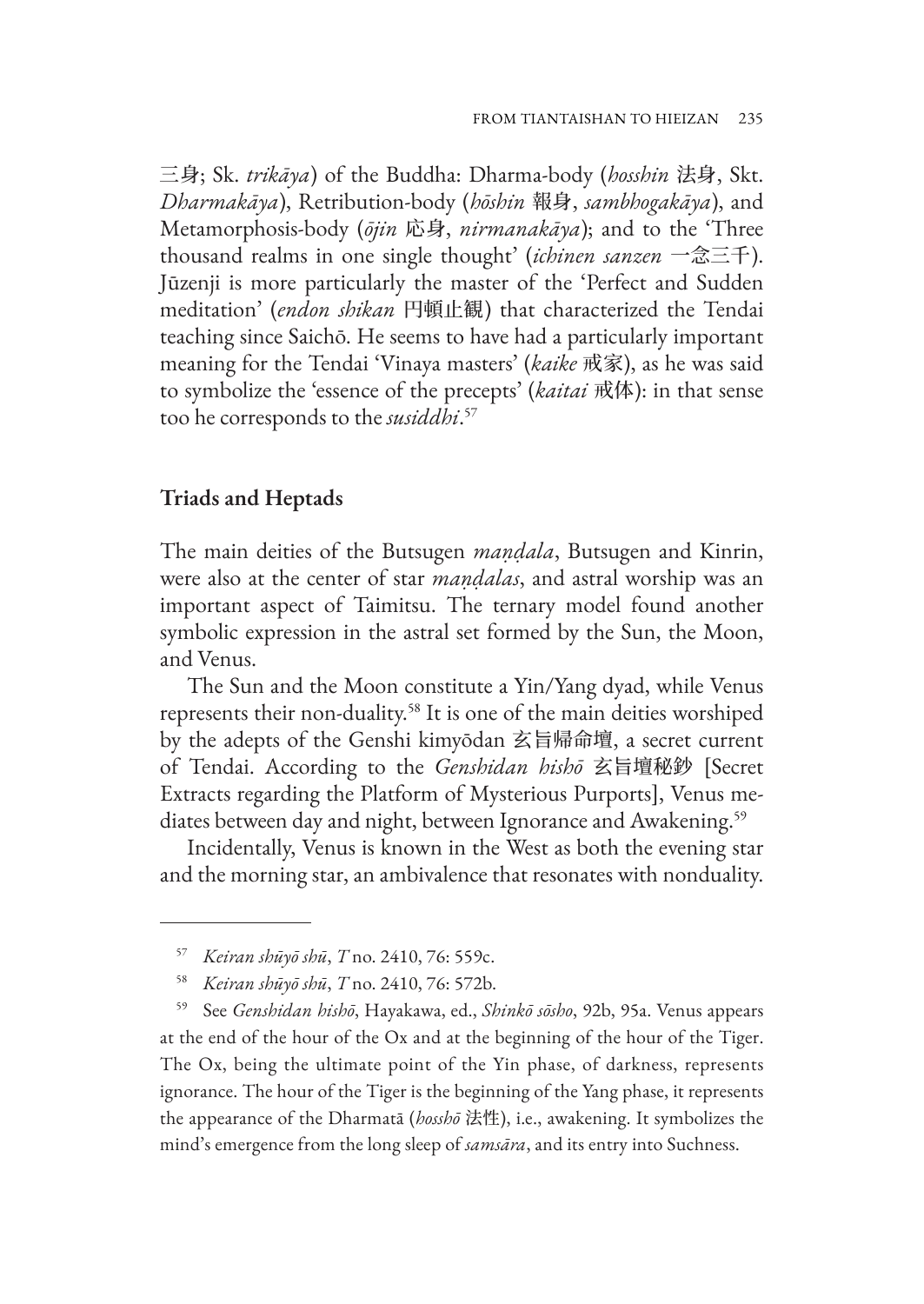三身; Sk. *trikāya*) of the Buddha: Dharma-body (*hosshin* 法身, Skt. *Dharmakāya*), Retribution-body (*hōshin* 報身, *sambhogakāya*), and Metamorphosis-body (*ōjin* 応身, *nirmanakāya*); and to the 'Three thousand realms in one single thought' (*ichinen sanzen* 一念三千). Jūzenji is more particularly the master of the 'Perfect and Sudden meditation' (*endon shikan* 円頓止観) that characterized the Tendai teaching since Saichō. He seems to have had a particularly important meaning for the Tendai 'Vinaya masters' (*kaike* 戒家), as he was said to symbolize the 'essence of the precepts' (*kaitai* 戒体): in that sense too he corresponds to the *susiddhi*.[57]

## Triads and Heptads

The main deities of the Butsugen *maṇḍala*, Butsugen and Kinrin, were also at the center of star *maṇḍalas*, and astral worship was an important aspect of Taimitsu. The ternary model found another symbolic expression in the astral set formed by the Sun, the Moon, and Venus.

The Sun and the Moon constitute a Yin/Yang dyad, while Venus represents their non-duality.[58] It is one of the main deities worshiped by the adepts of the Genshi kimyōdan 玄旨帰命壇, a secret current of Tendai. According to the *Genshidan hishō* 玄旨壇秘鈔 [Secret Extracts regarding the Platform of Mysterious Purports], Venus mediates between day and night, between Ignorance and Awakening.[59]

Incidentally, Venus is known in the West as both the evening star and the morning star, an ambivalence that resonates with nonduality.

---

[57] *Keiran shūyō shū*, *T* no. 2410, 76: 559c.

[58] *Keiran shūyō shū*, *T* no. 2410, 76: 572b.

[59] See *Genshidan hishō*, Hayakawa, ed., *Shinkō sōsho*, 92b, 95a. Venus appears at the end of the hour of the Ox and at the beginning of the hour of the Tiger. The Ox, being the ultimate point of the Yin phase, of darkness, represents ignorance. The hour of the Tiger is the beginning of the Yang phase, it represents the appearance of the Dharmatā (*hosshō* 法性), i.e., awakening. It symbolizes the mind's emergence from the long sleep of *samsāra*, and its entry into Suchness.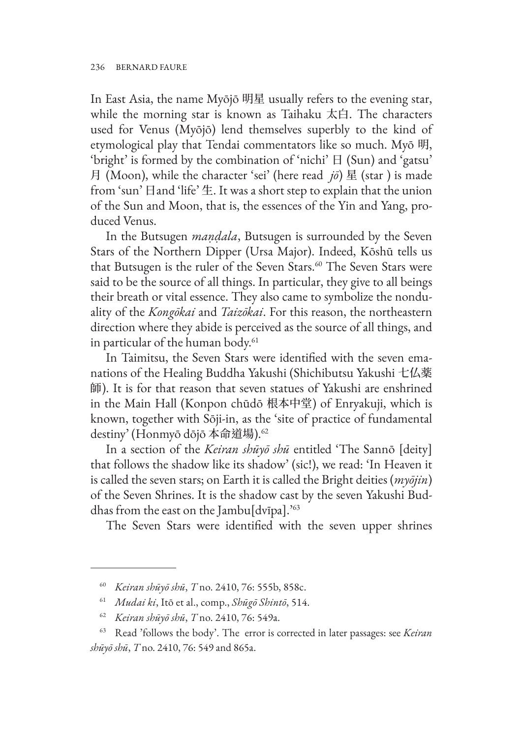In East Asia, the name Myōjō 明星 usually refers to the evening star, while the morning star is known as Taihaku 太白. The characters used for Venus (Myōjō) lend themselves superbly to the kind of etymological play that Tendai commentators like so much. Myō 明, 'bright' is formed by the combination of 'nichi' 日 (Sun) and 'gatsu' 月 (Moon), while the character 'sei' (here read *jō*) 星 (star ) is made from 'sun' 日and 'life' 生. It was a short step to explain that the union of the Sun and Moon, that is, the essences of the Yin and Yang, produced Venus.

In the Butsugen *maṇḍala*, Butsugen is surrounded by the Seven Stars of the Northern Dipper (Ursa Major). Indeed, Kōshū tells us that Butsugen is the ruler of the Seven Stars.[60] The Seven Stars were said to be the source of all things. In particular, they give to all beings their breath or vital essence. They also came to symbolize the nonduality of the *Kongōkai* and *Taizōkai*. For this reason, the northeastern direction where they abide is perceived as the source of all things, and in particular of the human body.[61]

In Taimitsu, the Seven Stars were identified with the seven emanations of the Healing Buddha Yakushi (Shichibutsu Yakushi 七仏薬師). It is for that reason that seven statues of Yakushi are enshrined in the Main Hall (Konpon chūdō 根本中堂) of Enryakuji, which is known, together with Sōji-in, as the 'site of practice of fundamental destiny' (Honmyō dōjō 本命道場).[62]

In a section of the *Keiran shūyō shū* entitled 'The Sannō [deity] that follows the shadow like its shadow' (sic!), we read: 'In Heaven it is called the seven stars; on Earth it is called the Bright deities (*myōjin*) of the Seven Shrines. It is the shadow cast by the seven Yakushi Buddhas from the east on the Jambu[dvīpa].'[63]

The Seven Stars were identified with the seven upper shrines

---

[60] *Keiran shūyō shū*, *T* no. 2410, 76: 555b, 858c.

[61] *Mudai ki*, Itō et al., comp., *Shūgō Shintō*, 514.

[62] *Keiran shūyō shū*, *T* no. 2410, 76: 549a.

[63] Read 'follows the body'. The error is corrected in later passages: see *Keiran shūyō shū*, *T* no. 2410, 76: 549 and 865a.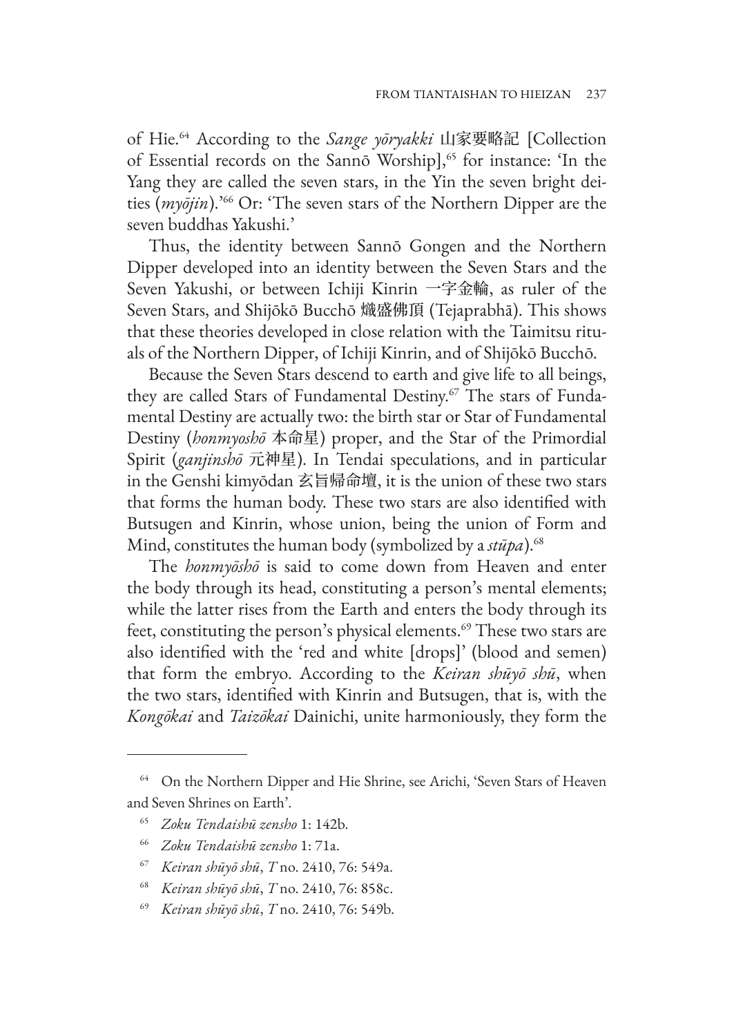of Hie.[64] According to the *Sange yōryakki* 山家要略記 [Collection of Essential records on the Sannō Worship],[65] for instance: 'In the Yang they are called the seven stars, in the Yin the seven bright deities (*myōjin*).'[66] Or: 'The seven stars of the Northern Dipper are the seven buddhas Yakushi.'

Thus, the identity between Sannō Gongen and the Northern Dipper developed into an identity between the Seven Stars and the Seven Yakushi, or between Ichiji Kinrin 一字金輪, as ruler of the Seven Stars, and Shijōkō Bucchō 熾盛佛頂 (Tejaprabhā). This shows that these theories developed in close relation with the Taimitsu rituals of the Northern Dipper, of Ichiji Kinrin, and of Shijōkō Bucchō.

Because the Seven Stars descend to earth and give life to all beings, they are called Stars of Fundamental Destiny.[67] The stars of Fundamental Destiny are actually two: the birth star or Star of Fundamental Destiny (*honmyoshō* 本命星) proper, and the Star of the Primordial Spirit (*ganjinshō* 元神星). In Tendai speculations, and in particular in the Genshi kimyōdan 玄旨帰命壇, it is the union of these two stars that forms the human body. These two stars are also identified with Butsugen and Kinrin, whose union, being the union of Form and Mind, constitutes the human body (symbolized by a *stūpa*).[68]

The *honmyōshō* is said to come down from Heaven and enter the body through its head, constituting a person's mental elements; while the latter rises from the Earth and enters the body through its feet, constituting the person's physical elements.[69] These two stars are also identified with the 'red and white [drops]' (blood and semen) that form the embryo. According to the *Keiran shūyō shū*, when the two stars, identified with Kinrin and Butsugen, that is, with the *Kongōkai* and *Taizōkai* Dainichi, unite harmoniously, they form the

---

[64] On the Northern Dipper and Hie Shrine, see Arichi, 'Seven Stars of Heaven and Seven Shrines on Earth'.

[65] *Zoku Tendaishū zensho* 1: 142b.

[66] *Zoku Tendaishū zensho* 1: 71a.

[67] *Keiran shūyō shū*, *T* no. 2410, 76: 549a.

[68] *Keiran shūyō shū*, *T* no. 2410, 76: 858c.

[69] *Keiran shūyō shū*, *T* no. 2410, 76: 549b.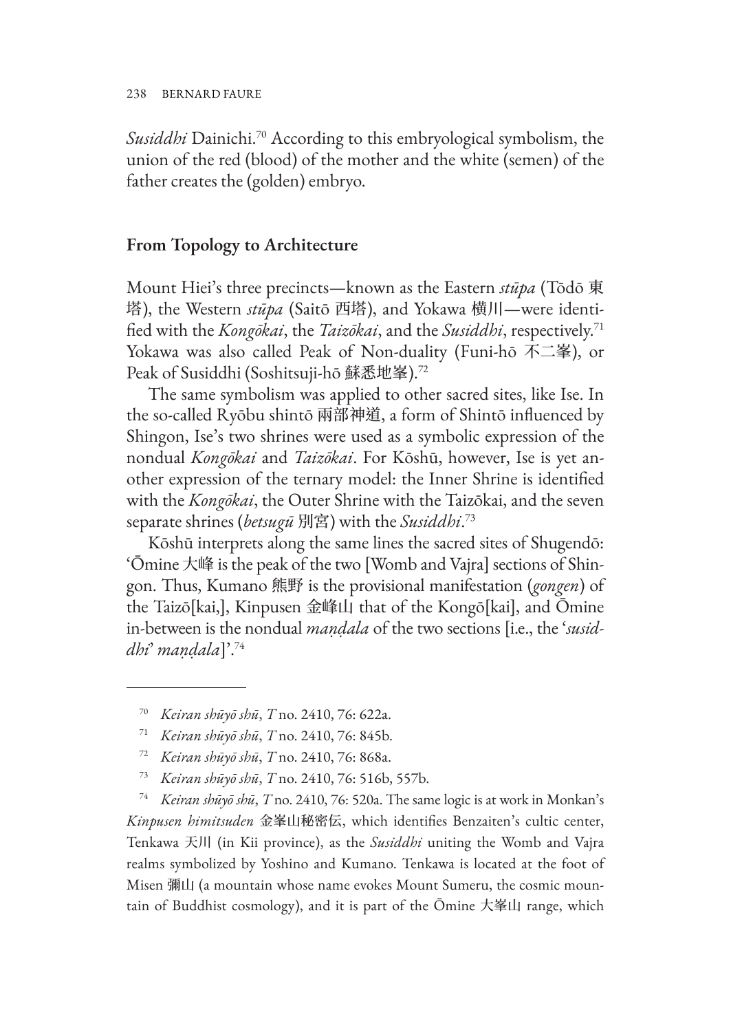*Susiddhi* Dainichi.[70] According to this embryological symbolism, the union of the red (blood) of the mother and the white (semen) of the father creates the (golden) embryo.

## From Topology to Architecture

Mount Hiei's three precincts—known as the Eastern *stūpa* (Tōdō 東塔), the Western *stūpa* (Saitō 西塔), and Yokawa 横川—were identified with the *Kongōkai*, the *Taizōkai*, and the *Susiddhi*, respectively.[71] Yokawa was also called Peak of Non-duality (Funi-hō 不二峯), or Peak of Susiddhi (Soshitsuji-hō 蘇悉地峯).[72]

The same symbolism was applied to other sacred sites, like Ise. In the so-called Ryōbu shintō 兩部神道, a form of Shintō influenced by Shingon, Ise's two shrines were used as a symbolic expression of the nondual *Kongōkai* and *Taizōkai*. For Kōshū, however, Ise is yet another expression of the ternary model: the Inner Shrine is identified with the *Kongōkai*, the Outer Shrine with the Taizōkai, and the seven separate shrines (*betsugū* 別宮) with the *Susiddhi*.[73]

Kōshū interprets along the same lines the sacred sites of Shugendō: 'Ōmine 大峰 is the peak of the two [Womb and Vajra] sections of Shingon. Thus, Kumano 熊野 is the provisional manifestation (*gongen*) of the Taizō[kai,], Kinpusen 金峰山 that of the Kongō[kai], and Ōmine in-between is the nondual *maṇḍala* of the two sections [i.e., the '*susiddhi*' *maṇḍala*]'.[74]

---

[70] *Keiran shūyō shū*, *T* no. 2410, 76: 622a.

[71] *Keiran shūyō shū*, *T* no. 2410, 76: 845b.

[72] *Keiran shūyō shū*, *T* no. 2410, 76: 868a.

[73] *Keiran shūyō shū*, *T* no. 2410, 76: 516b, 557b.

[74] *Keiran shūyō shū*, *T* no. 2410, 76: 520a. The same logic is at work in Monkan's *Kinpusen himitsuden* 金峯山秘密伝, which identifies Benzaiten's cultic center, Tenkawa 天川 (in Kii province), as the *Susiddhi* uniting the Womb and Vajra realms symbolized by Yoshino and Kumano. Tenkawa is located at the foot of Misen 彌山 (a mountain whose name evokes Mount Sumeru, the cosmic mountain of Buddhist cosmology), and it is part of the Ōmine 大峯山 range, which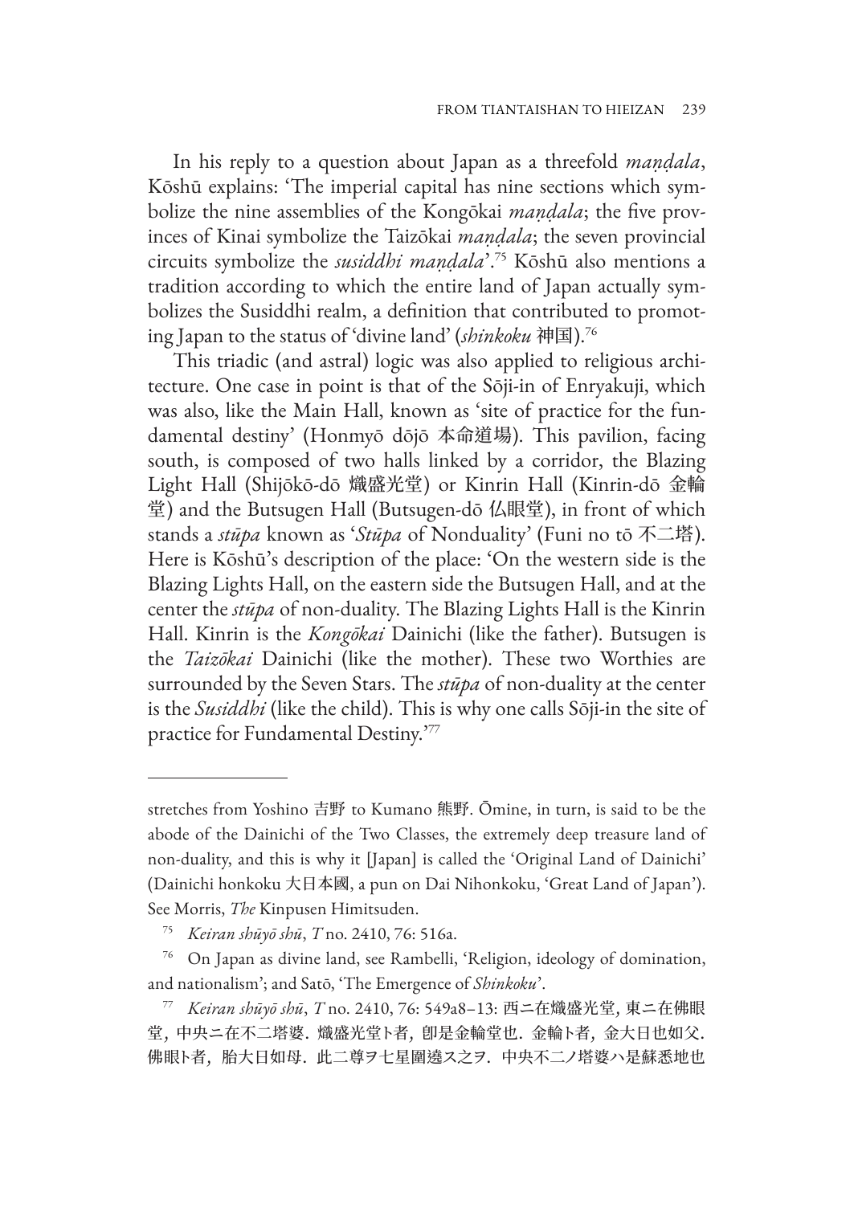In his reply to a question about Japan as a threefold *maṇḍala*, Kōshū explains: 'The imperial capital has nine sections which symbolize the nine assemblies of the Kongōkai *maṇḍala*; the five provinces of Kinai symbolize the Taizōkai *maṇḍala*; the seven provincial circuits symbolize the *susiddhi maṇḍala*'.[75] Kōshū also mentions a tradition according to which the entire land of Japan actually symbolizes the Susiddhi realm, a definition that contributed to promoting Japan to the status of 'divine land' (*shinkoku* 神国).[76]

This triadic (and astral) logic was also applied to religious architecture. One case in point is that of the Sōji-in of Enryakuji, which was also, like the Main Hall, known as 'site of practice for the fundamental destiny' (Honmyō dōjō 本命道場). This pavilion, facing south, is composed of two halls linked by a corridor, the Blazing Light Hall (Shijōkō-dō 熾盛光堂) or Kinrin Hall (Kinrin-dō 金輪堂) and the Butsugen Hall (Butsugen-dō 仏眼堂), in front of which stands a *stūpa* known as '*Stūpa* of Nonduality' (Funi no tō 不二塔). Here is Kōshū's description of the place: 'On the western side is the Blazing Lights Hall, on the eastern side the Butsugen Hall, and at the center the *stūpa* of non-duality. The Blazing Lights Hall is the Kinrin Hall. Kinrin is the *Kongōkai* Dainichi (like the father). Butsugen is the *Taizōkai* Dainichi (like the mother). These two Worthies are surrounded by the Seven Stars. The *stūpa* of non-duality at the center is the *Susiddhi* (like the child). This is why one calls Sōji-in the site of practice for Fundamental Destiny.'[77]

---

stretches from Yoshino 吉野 to Kumano 熊野. Ōmine, in turn, is said to be the abode of the Dainichi of the Two Classes, the extremely deep treasure land of non-duality, and this is why it [Japan] is called the 'Original Land of Dainichi' (Dainichi honkoku 大日本國, a pun on Dai Nihonkoku, 'Great Land of Japan'). See Morris, *The* Kinpusen Himitsuden.

[75] *Keiran shūyō shū*, *T* no. 2410, 76: 516a.

[76] On Japan as divine land, see Rambelli, 'Religion, ideology of domination, and nationalism'; and Satō, 'The Emergence of *Shinkoku*'.

[77] *Keiran shūyō shū*, *T* no. 2410, 76: 549a8–13: 西ニ在熾盛光堂，東ニ在佛眼堂，中央ニ在不二塔婆．熾盛光堂ト者，即是金輪堂也．金輪ト者，金大日也如父．佛眼ト者，胎大日如母．此二尊ヲ七星圍遶ス之ヲ．中央不二ノ塔婆ハ是蘇悉地也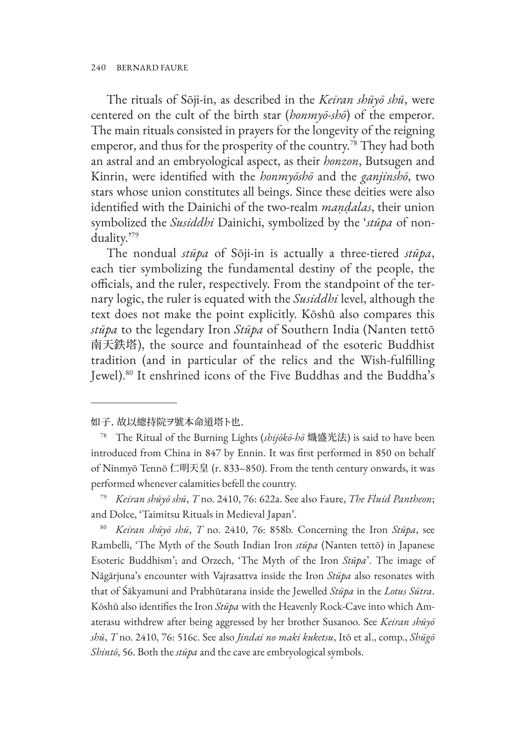The rituals of Sōji-in, as described in the *Keiran shūyō shū*, were centered on the cult of the birth star (*honmyō-shō*) of the emperor. The main rituals consisted in prayers for the longevity of the reigning emperor, and thus for the prosperity of the country.[78] They had both an astral and an embryological aspect, as their *honzon*, Butsugen and Kinrin, were identified with the *honmyōshō* and the *ganjinshō*, two stars whose union constitutes all beings. Since these deities were also identified with the Dainichi of the two-realm *maṇḍalas*, their union symbolized the *Susiddhi* Dainichi, symbolized by the '*stūpa* of non-duality.'[79]

The nondual *stūpa* of Sōji-in is actually a three-tiered *stūpa*, each tier symbolizing the fundamental destiny of the people, the officials, and the ruler, respectively. From the standpoint of the ternary logic, the ruler is equated with the *Susiddhi* level, although the text does not make the point explicitly. Kōshū also compares this *stūpa* to the legendary Iron *Stūpa* of Southern India (Nanten tettō 南天鉄塔), the source and fountainhead of the esoteric Buddhist tradition (and in particular of the relics and the Wish-fulfilling Jewel).[80] It enshrined icons of the Five Buddhas and the Buddha's

---

如子. 故以總持院ヲ號本命道塔ト也.

[78] The Ritual of the Burning Lights (*shijōkō-hō* 熾盛光法) is said to have been introduced from China in 847 by Ennin. It was first performed in 850 on behalf of Ninmyō Tennō 仁明天皇 (r. 833–850). From the tenth century onwards, it was performed whenever calamities befell the country.

[79] *Keiran shūyō shū*, *T* no. 2410, 76: 622a. See also Faure, *The Fluid Pantheon*; and Dolce, 'Taimitsu Rituals in Medieval Japan'.

[80] *Keiran shūyō shū*, *T* no. 2410, 76: 858b. Concerning the Iron *Stūpa*, see Rambelli, 'The Myth of the South Indian Iron *stūpa* (Nanten tettō) in Japanese Esoteric Buddhism'; and Orzech, 'The Myth of the Iron *Stūpa*'. The image of Nāgārjuna's encounter with Vajrasattva inside the Iron *Stūpa* also resonates with that of Śākyamuni and Prabhūtarana inside the Jewelled *Stūpa* in the *Lotus Sūtra*. Kōshū also identifies the Iron *Stūpa* with the Heavenly Rock-Cave into which Amaterasu withdrew after being aggressed by her brother Susanoo. See *Keiran shūyō shū*, *T* no. 2410, 76: 516c. See also *Jindai no maki kuketsu*, Itō et al., comp., *Shūgō Shintō*, 56. Both the *stūpa* and the cave are embryological symbols.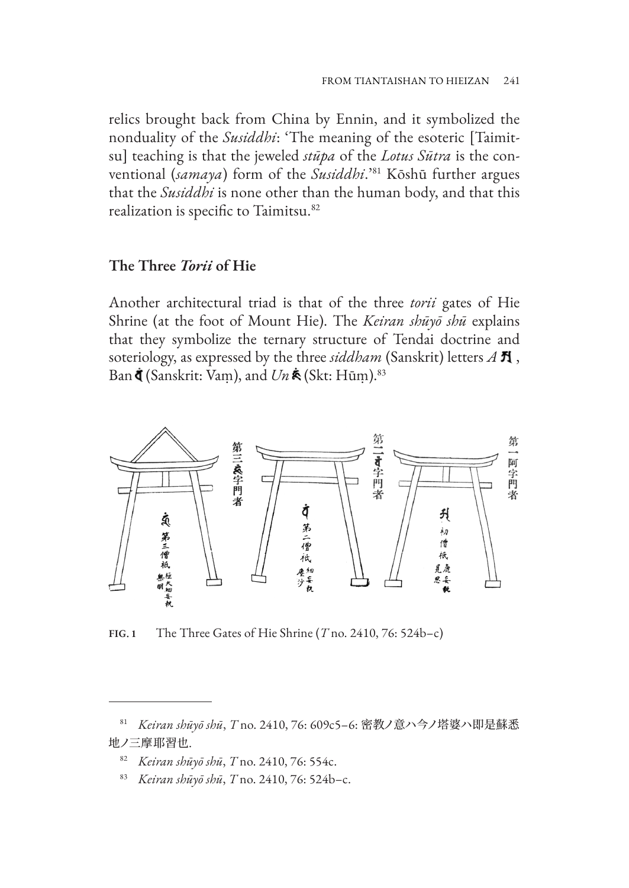relics brought back from China by Ennin, and it symbolized the nonduality of the *Susiddhi*: 'The meaning of the esoteric [Taimitsu] teaching is that the jeweled *stūpa* of the *Lotus Sūtra* is the conventional (*samaya*) form of the *Susiddhi*.'[81] Kōshū further argues that the *Susiddhi* is none other than the human body, and that this realization is specific to Taimitsu.[82]

## The Three *Torii* of Hie

Another architectural triad is that of the three *torii* gates of Hie Shrine (at the foot of Mount Hie). The *Keiran shūyō shū* explains that they symbolize the ternary structure of Tendai doctrine and soteriology, as expressed by the three *siddham* (Sanskrit) letters *A* 𑖀, Ban 𑖪𑖽 (Sanskrit: Vaṃ), and *Un* 𑖮𑖳𑖽 (Skt: Hūṃ).[83]

第三𑖮𑖳𑖽字門者 　第二𑖪𑖽字門者 　第一阿字門者

𑖮𑖳𑖽 第三僧祇 極大細妄執 無明 　𑖪𑖽 第二僧祇 細妄執 塵沙 　𑖀 初僧祇 麁妄執 見思

FIG. 1 The Three Gates of Hie Shrine (*T* no. 2410, 76: 524b–c)

---

81 *Keiran shūyō shū*, *T* no. 2410, 76: 609c5–6: 密教ノ意ハ今ノ塔婆ハ即是蘇悉地ノ三摩耶習也.

82 *Keiran shūyō shū*, *T* no. 2410, 76: 554c.

83 *Keiran shūyō shū*, *T* no. 2410, 76: 524b–c.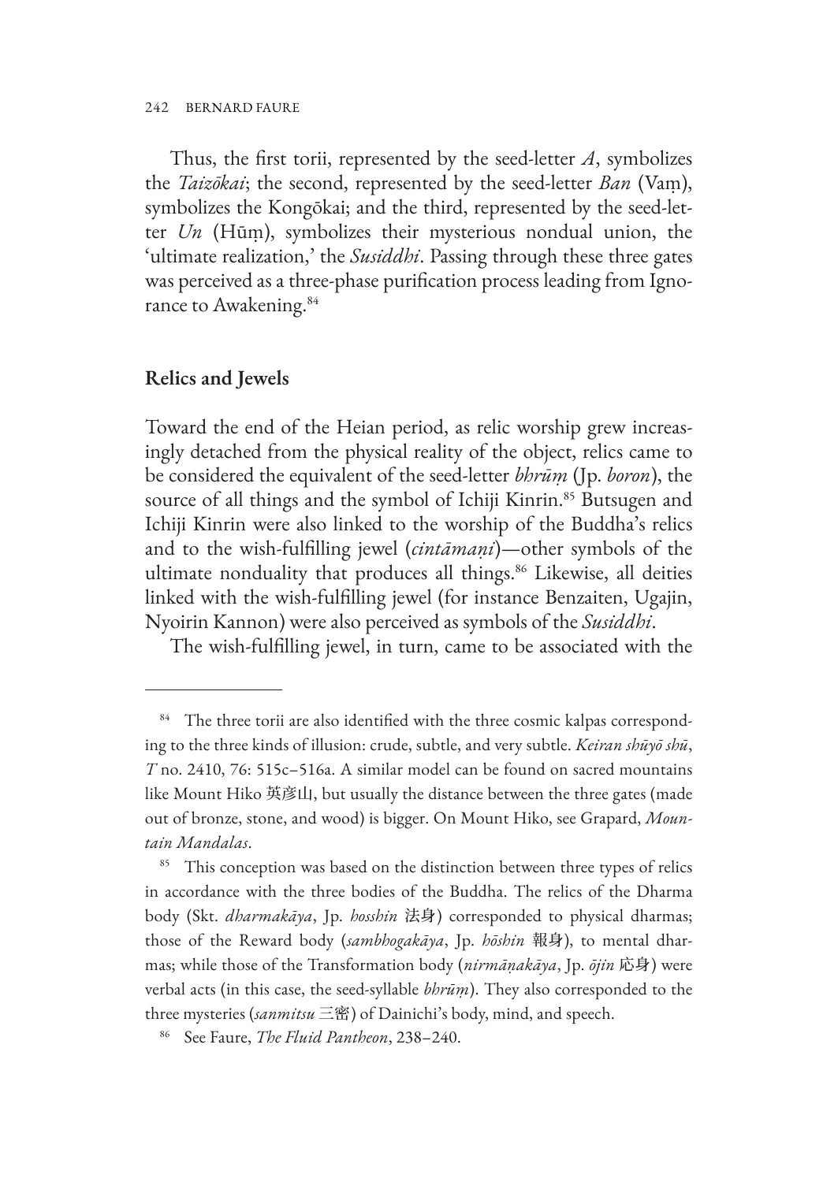Thus, the first torii, represented by the seed-letter *A*, symbolizes the *Taizōkai*; the second, represented by the seed-letter *Ban* (Vaṃ), symbolizes the Kongōkai; and the third, represented by the seed-letter *Un* (Hūṃ), symbolizes their mysterious nondual union, the 'ultimate realization,' the *Susiddhi*. Passing through these three gates was perceived as a three-phase purification process leading from Ignorance to Awakening.[84]

## Relics and Jewels

Toward the end of the Heian period, as relic worship grew increasingly detached from the physical reality of the object, relics came to be considered the equivalent of the seed-letter *bhrūṃ* (Jp. *boron*), the source of all things and the symbol of Ichiji Kinrin.[85] Butsugen and Ichiji Kinrin were also linked to the worship of the Buddha's relics and to the wish-fulfilling jewel (*cintāmaṇi*)—other symbols of the ultimate nonduality that produces all things.[86] Likewise, all deities linked with the wish-fulfilling jewel (for instance Benzaiten, Ugajin, Nyoirin Kannon) were also perceived as symbols of the *Susiddhi*.

The wish-fulfilling jewel, in turn, came to be associated with the

---

[84] The three torii are also identified with the three cosmic kalpas corresponding to the three kinds of illusion: crude, subtle, and very subtle. *Keiran shūyō shū*, *T* no. 2410, 76: 515c–516a. A similar model can be found on sacred mountains like Mount Hiko 英彦山, but usually the distance between the three gates (made out of bronze, stone, and wood) is bigger. On Mount Hiko, see Grapard, *Mountain Mandalas*.

[85] This conception was based on the distinction between three types of relics in accordance with the three bodies of the Buddha. The relics of the Dharma body (Skt. *dharmakāya*, Jp. *hosshin* 法身) corresponded to physical dharmas; those of the Reward body (*sambhogakāya*, Jp. *hōshin* 報身), to mental dharmas; while those of the Transformation body (*nirmāṇakāya*, Jp. *ōjin* 応身) were verbal acts (in this case, the seed-syllable *bhrūṃ*). They also corresponded to the three mysteries (*sanmitsu* 三密) of Dainichi's body, mind, and speech.

[86] See Faure, *The Fluid Pantheon*, 238–240.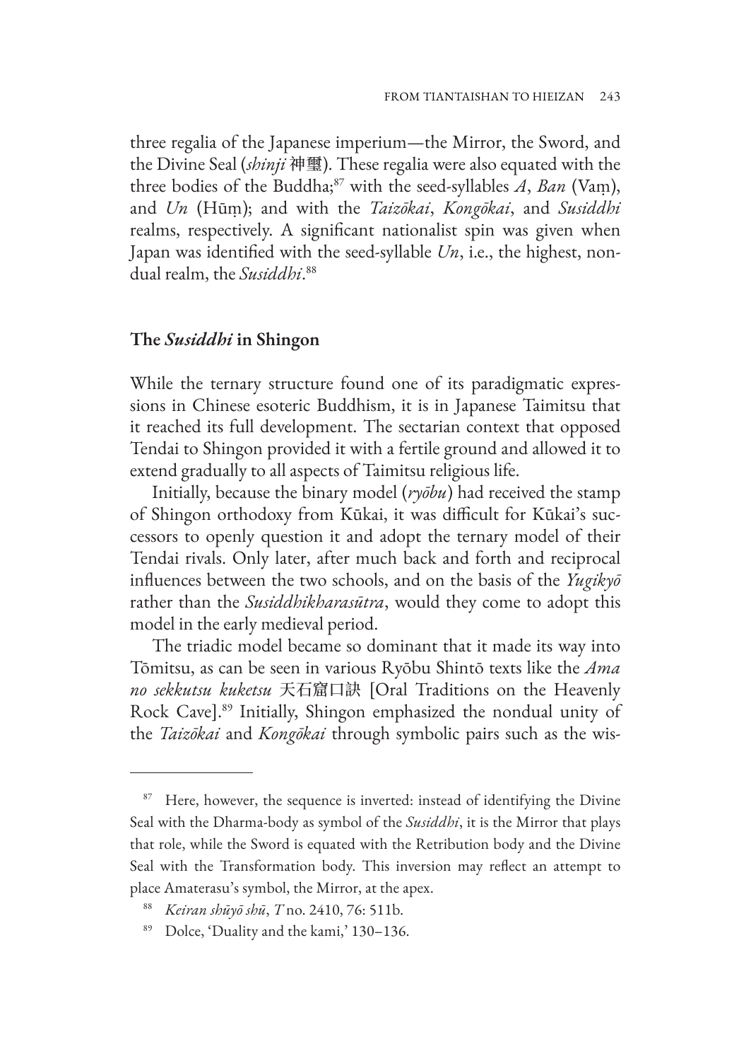three regalia of the Japanese imperium—the Mirror, the Sword, and the Divine Seal (*shinji* 神璽). These regalia were also equated with the three bodies of the Buddha;[87] with the seed-syllables *A*, *Ban* (Vaṃ), and *Un* (Hūṃ); and with the *Taizōkai*, *Kongōkai*, and *Susiddhi* realms, respectively. A significant nationalist spin was given when Japan was identified with the seed-syllable *Un*, i.e., the highest, nondual realm, the *Susiddhi*.[88]

## The *Susiddhi* in Shingon

While the ternary structure found one of its paradigmatic expressions in Chinese esoteric Buddhism, it is in Japanese Taimitsu that it reached its full development. The sectarian context that opposed Tendai to Shingon provided it with a fertile ground and allowed it to extend gradually to all aspects of Taimitsu religious life.

Initially, because the binary model (*ryōbu*) had received the stamp of Shingon orthodoxy from Kūkai, it was difficult for Kūkai's successors to openly question it and adopt the ternary model of their Tendai rivals. Only later, after much back and forth and reciprocal influences between the two schools, and on the basis of the *Yugikyō* rather than the *Susiddhikharasūtra*, would they come to adopt this model in the early medieval period.

The triadic model became so dominant that it made its way into Tōmitsu, as can be seen in various Ryōbu Shintō texts like the *Ama no sekkutsu kuketsu* 天石窟口訣 [Oral Traditions on the Heavenly Rock Cave].[89] Initially, Shingon emphasized the nondual unity of the *Taizōkai* and *Kongōkai* through symbolic pairs such as the wis-

---

[87] Here, however, the sequence is inverted: instead of identifying the Divine Seal with the Dharma-body as symbol of the *Susiddhi*, it is the Mirror that plays that role, while the Sword is equated with the Retribution body and the Divine Seal with the Transformation body. This inversion may reflect an attempt to place Amaterasu's symbol, the Mirror, at the apex.

[88] *Keiran shūyō shū*, *T* no. 2410, 76: 511b.

[89] Dolce, 'Duality and the kami,' 130–136.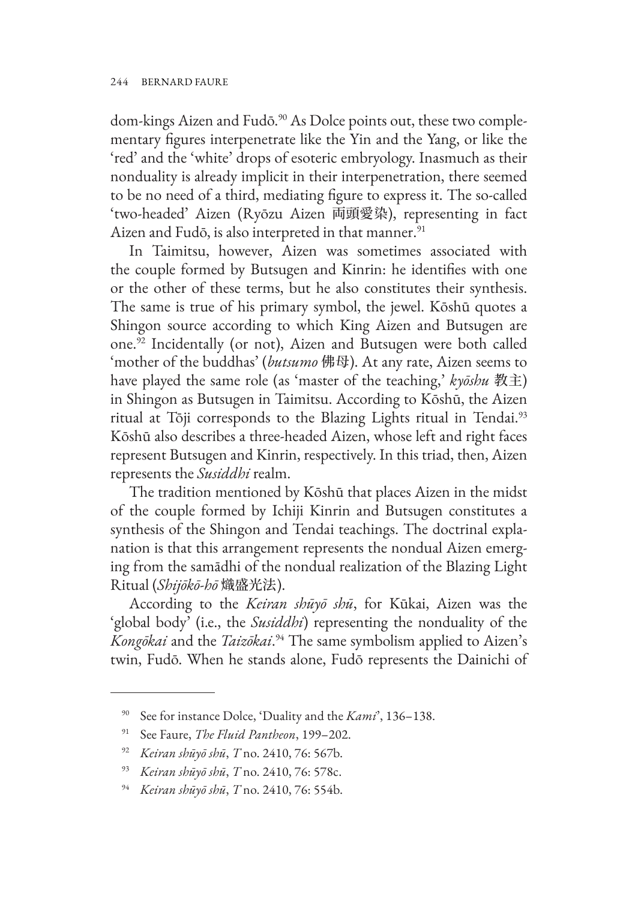dom-kings Aizen and Fudō.[90] As Dolce points out, these two complementary figures interpenetrate like the Yin and the Yang, or like the 'red' and the 'white' drops of esoteric embryology. Inasmuch as their nonduality is already implicit in their interpenetration, there seemed to be no need of a third, mediating figure to express it. The so-called 'two-headed' Aizen (Ryōzu Aizen 両頭愛染), representing in fact Aizen and Fudō, is also interpreted in that manner.[91]

In Taimitsu, however, Aizen was sometimes associated with the couple formed by Butsugen and Kinrin: he identifies with one or the other of these terms, but he also constitutes their synthesis. The same is true of his primary symbol, the jewel. Kōshū quotes a Shingon source according to which King Aizen and Butsugen are one.[92] Incidentally (or not), Aizen and Butsugen were both called 'mother of the buddhas' (*butsumo* 佛母). At any rate, Aizen seems to have played the same role (as 'master of the teaching,' *kyōshu* 教主) in Shingon as Butsugen in Taimitsu. According to Kōshū, the Aizen ritual at Tōji corresponds to the Blazing Lights ritual in Tendai.[93] Kōshū also describes a three-headed Aizen, whose left and right faces represent Butsugen and Kinrin, respectively. In this triad, then, Aizen represents the *Susiddhi* realm.

The tradition mentioned by Kōshū that places Aizen in the midst of the couple formed by Ichiji Kinrin and Butsugen constitutes a synthesis of the Shingon and Tendai teachings. The doctrinal explanation is that this arrangement represents the nondual Aizen emerging from the samādhi of the nondual realization of the Blazing Light Ritual (*Shijōkō-hō* 熾盛光法).

According to the *Keiran shūyō shū*, for Kūkai, Aizen was the 'global body' (i.e., the *Susiddhi*) representing the nonduality of the *Kongōkai* and the *Taizōkai*.[94] The same symbolism applied to Aizen's twin, Fudō. When he stands alone, Fudō represents the Dainichi of

---

[90] See for instance Dolce, 'Duality and the *Kami*', 136–138.

[91] See Faure, *The Fluid Pantheon*, 199–202.

[92] *Keiran shūyō shū*, *T* no. 2410, 76: 567b.

[93] *Keiran shūyō shū*, *T* no. 2410, 76: 578c.

[94] *Keiran shūyō shū*, *T* no. 2410, 76: 554b.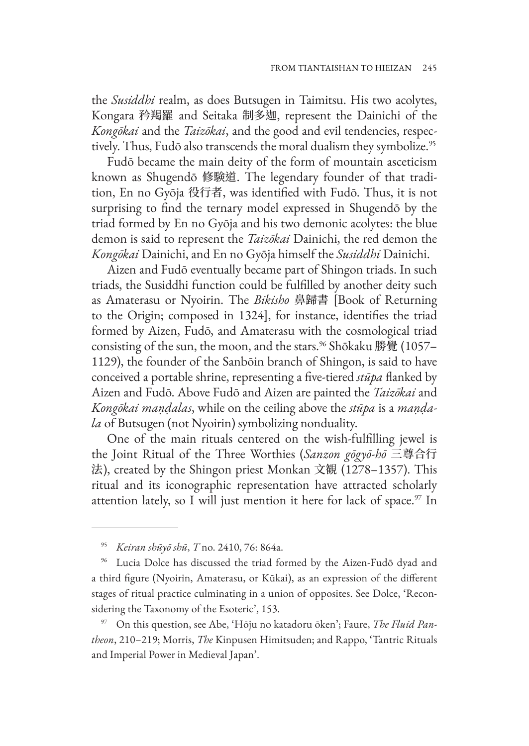the *Susiddhi* realm, as does Butsugen in Taimitsu. His two acolytes, Kongara 矜羯羅 and Seitaka 制多迦, represent the Dainichi of the *Kongōkai* and the *Taizōkai*, and the good and evil tendencies, respectively. Thus, Fudō also transcends the moral dualism they symbolize.[95]

Fudō became the main deity of the form of mountain asceticism known as Shugendō 修験道. The legendary founder of that tradition, En no Gyōja 役行者, was identified with Fudō. Thus, it is not surprising to find the ternary model expressed in Shugendō by the triad formed by En no Gyōja and his two demonic acolytes: the blue demon is said to represent the *Taizōkai* Dainichi, the red demon the *Kongōkai* Dainichi, and En no Gyōja himself the *Susiddhi* Dainichi.

Aizen and Fudō eventually became part of Shingon triads. In such triads, the Susiddhi function could be fulfilled by another deity such as Amaterasu or Nyoirin. The *Bikisho* 鼻歸書 [Book of Returning to the Origin; composed in 1324], for instance, identifies the triad formed by Aizen, Fudō, and Amaterasu with the cosmological triad consisting of the sun, the moon, and the stars.[96] Shōkaku 勝覺 (1057–1129), the founder of the Sanbōin branch of Shingon, is said to have conceived a portable shrine, representing a five-tiered *stūpa* flanked by Aizen and Fudō. Above Fudō and Aizen are painted the *Taizōkai* and *Kongōkai maṇḍalas*, while on the ceiling above the *stūpa* is a *maṇḍala* of Butsugen (not Nyoirin) symbolizing nonduality.

One of the main rituals centered on the wish-fulfilling jewel is the Joint Ritual of the Three Worthies (*Sanzon gōgyō-hō* 三尊合行法), created by the Shingon priest Monkan 文観 (1278–1357). This ritual and its iconographic representation have attracted scholarly attention lately, so I will just mention it here for lack of space.[97] In

---

[95] *Keiran shūyō shū*, *T* no. 2410, 76: 864a.

[96] Lucia Dolce has discussed the triad formed by the Aizen-Fudō dyad and a third figure (Nyoirin, Amaterasu, or Kūkai), as an expression of the different stages of ritual practice culminating in a union of opposites. See Dolce, 'Reconsidering the Taxonomy of the Esoteric', 153.

[97] On this question, see Abe, 'Hōju no katadoru ōken'; Faure, *The Fluid Pantheon*, 210–219; Morris, *The* Kinpusen Himitsuden; and Rappo, 'Tantric Rituals and Imperial Power in Medieval Japan'.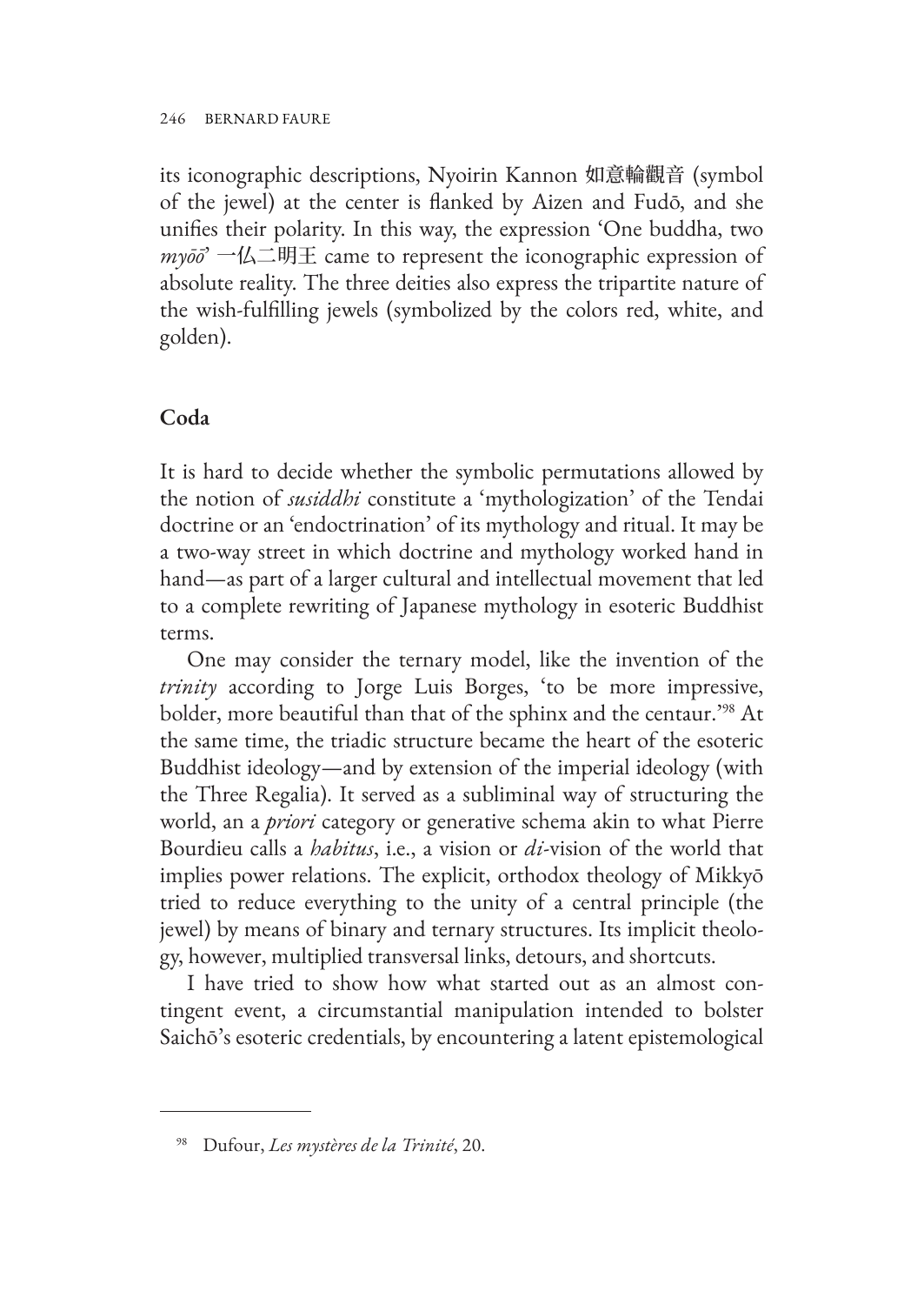its iconographic descriptions, Nyoirin Kannon 如意輪觀音 (symbol of the jewel) at the center is flanked by Aizen and Fudō, and she unifies their polarity. In this way, the expression 'One buddha, two *myōō*' 一仏二明王 came to represent the iconographic expression of absolute reality. The three deities also express the tripartite nature of the wish-fulfilling jewels (symbolized by the colors red, white, and golden).

## Coda

It is hard to decide whether the symbolic permutations allowed by the notion of *susiddhi* constitute a 'mythologization' of the Tendai doctrine or an 'endoctrination' of its mythology and ritual. It may be a two-way street in which doctrine and mythology worked hand in hand—as part of a larger cultural and intellectual movement that led to a complete rewriting of Japanese mythology in esoteric Buddhist terms.

One may consider the ternary model, like the invention of the *trinity* according to Jorge Luis Borges, 'to be more impressive, bolder, more beautiful than that of the sphinx and the centaur.'[98] At the same time, the triadic structure became the heart of the esoteric Buddhist ideology—and by extension of the imperial ideology (with the Three Regalia). It served as a subliminal way of structuring the world, an a *priori* category or generative schema akin to what Pierre Bourdieu calls a *habitus*, i.e., a vision or *di*-vision of the world that implies power relations. The explicit, orthodox theology of Mikkyō tried to reduce everything to the unity of a central principle (the jewel) by means of binary and ternary structures. Its implicit theology, however, multiplied transversal links, detours, and shortcuts.

I have tried to show how what started out as an almost contingent event, a circumstantial manipulation intended to bolster Saichō's esoteric credentials, by encountering a latent epistemological

---

[98] Dufour, *Les mystères de la Trinité*, 20.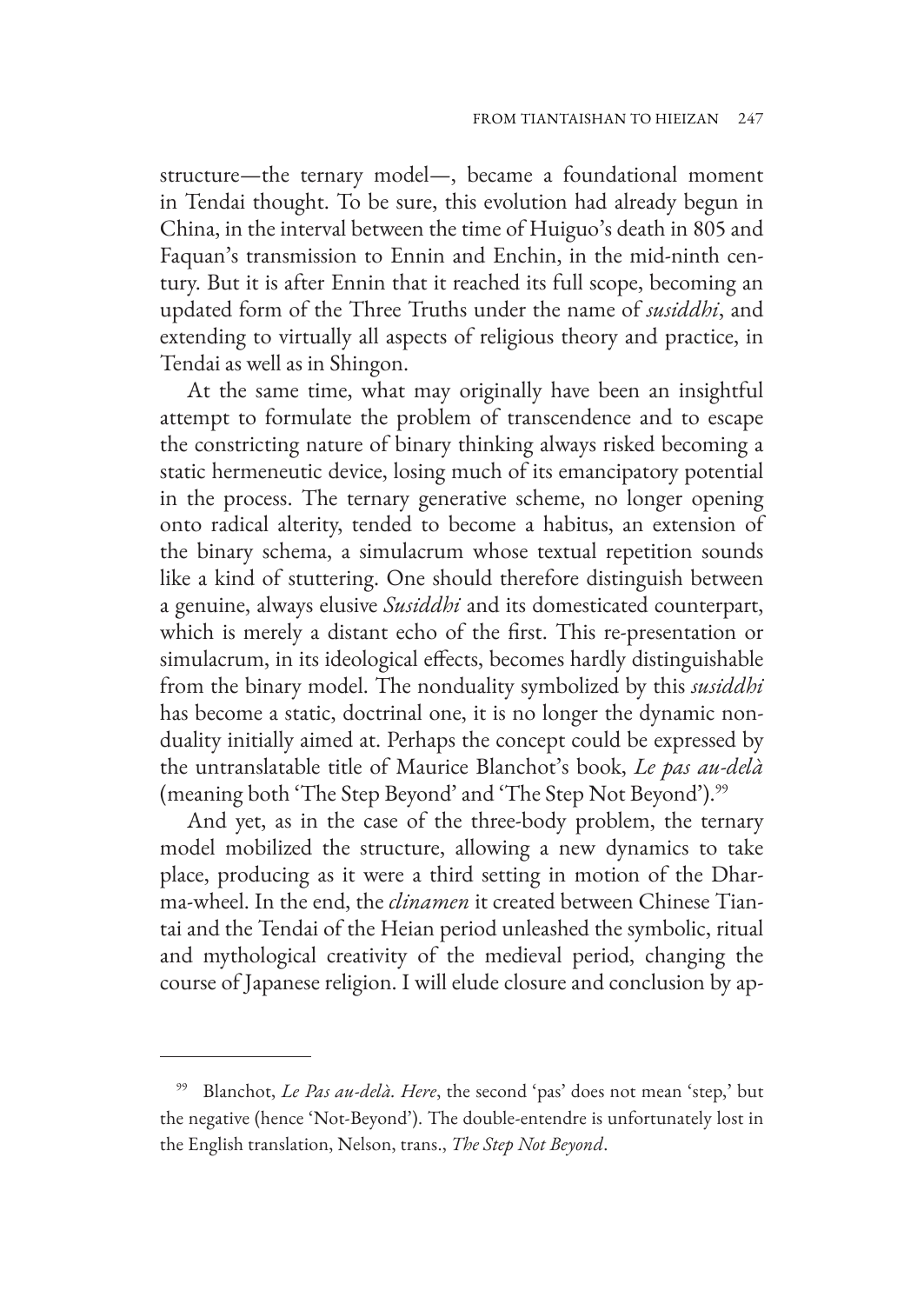structure—the ternary model—, became a foundational moment in Tendai thought. To be sure, this evolution had already begun in China, in the interval between the time of Huiguo's death in 805 and Faquan's transmission to Ennin and Enchin, in the mid-ninth century. But it is after Ennin that it reached its full scope, becoming an updated form of the Three Truths under the name of *susiddhi*, and extending to virtually all aspects of religious theory and practice, in Tendai as well as in Shingon.

At the same time, what may originally have been an insightful attempt to formulate the problem of transcendence and to escape the constricting nature of binary thinking always risked becoming a static hermeneutic device, losing much of its emancipatory potential in the process. The ternary generative scheme, no longer opening onto radical alterity, tended to become a habitus, an extension of the binary schema, a simulacrum whose textual repetition sounds like a kind of stuttering. One should therefore distinguish between a genuine, always elusive *Susiddhi* and its domesticated counterpart, which is merely a distant echo of the first. This re-presentation or simulacrum, in its ideological effects, becomes hardly distinguishable from the binary model. The nonduality symbolized by this *susiddhi* has become a static, doctrinal one, it is no longer the dynamic nonduality initially aimed at. Perhaps the concept could be expressed by the untranslatable title of Maurice Blanchot's book, *Le pas au-delà* (meaning both 'The Step Beyond' and 'The Step Not Beyond').[99]

And yet, as in the case of the three-body problem, the ternary model mobilized the structure, allowing a new dynamics to take place, producing as it were a third setting in motion of the Dharma-wheel. In the end, the *clinamen* it created between Chinese Tiantai and the Tendai of the Heian period unleashed the symbolic, ritual and mythological creativity of the medieval period, changing the course of Japanese religion. I will elude closure and conclusion by ap-

---

[99] Blanchot, *Le Pas au-delà*. *Here*, the second 'pas' does not mean 'step,' but the negative (hence 'Not-Beyond'). The double-entendre is unfortunately lost in the English translation, Nelson, trans., *The Step Not Beyond*.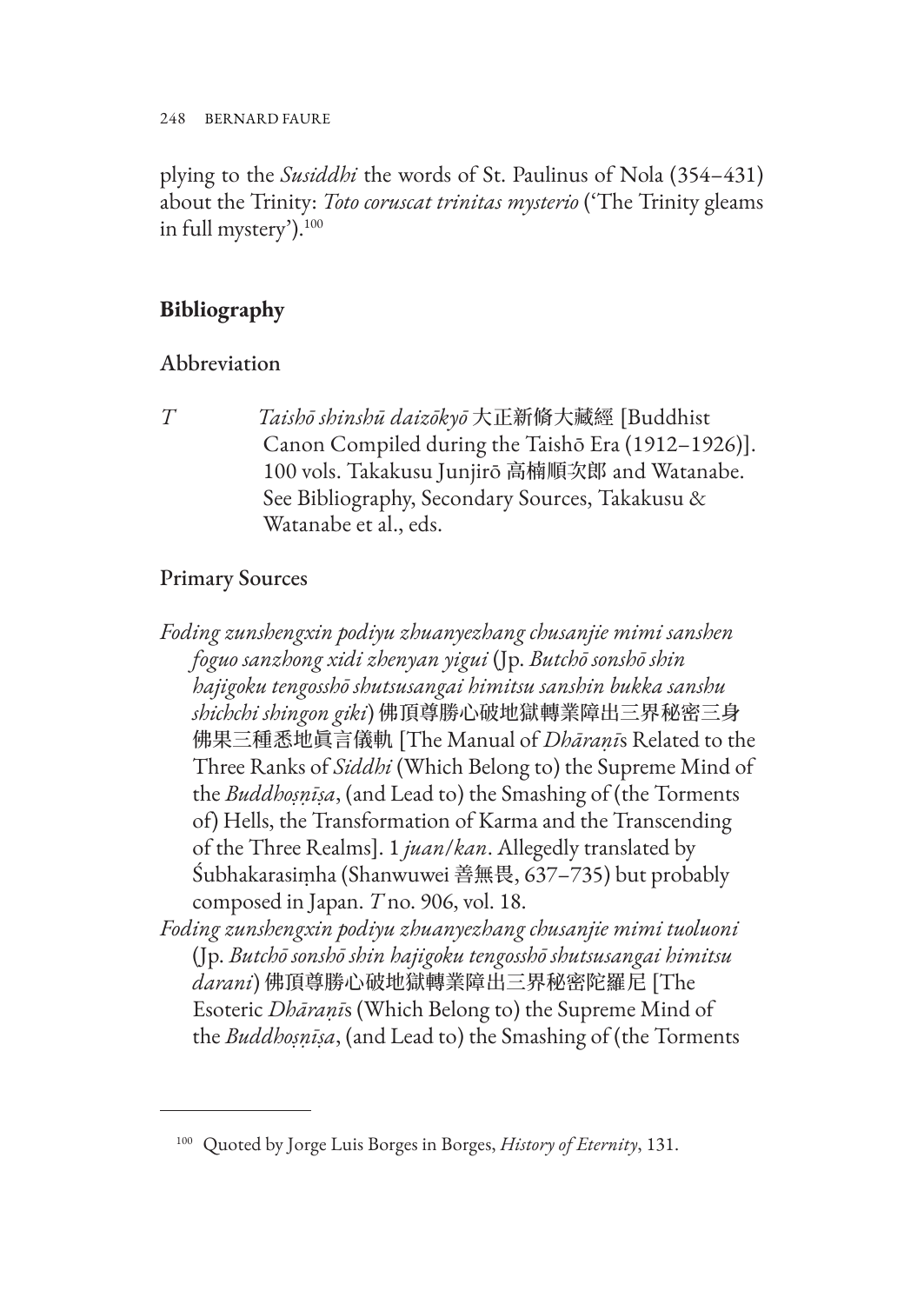plying to the *Susiddhi* the words of St. Paulinus of Nola (354–431) about the Trinity: *Toto coruscat trinitas mysterio* ('The Trinity gleams in full mystery').[100]

## Bibliography

### Abbreviation

*T* *Taishō shinshū daizōkyō* 大正新脩大藏經 [Buddhist Canon Compiled during the Taishō Era (1912–1926)]. 100 vols. Takakusu Junjirō 高楠順次郎 and Watanabe. See Bibliography, Secondary Sources, Takakusu & Watanabe et al., eds.

### Primary Sources

*Foding zunshengxin podiyu zhuanyezhang chusanjie mimi sanshen foguo sanzhong xidi zhenyan yigui* (Jp. *Butchō sonshō shin hajigoku tengosshō shutsusangai himitsu sanshin bukka sanshu shichchi shingon giki*) 佛頂尊勝心破地獄轉業障出三界秘密三身佛果三種悉地眞言儀軌 [The Manual of *Dhāraṇī*s Related to the Three Ranks of *Siddhi* (Which Belong to) the Supreme Mind of the *Buddhoṣṇīṣa*, (and Lead to) the Smashing of (the Torments of) Hells, the Transformation of Karma and the Transcending of the Three Realms]. 1 *juan*/*kan*. Allegedly translated by Śubhakarasiṃha (Shanwuwei 善無畏, 637–735) but probably composed in Japan. *T* no. 906, vol. 18.

*Foding zunshengxin podiyu zhuanyezhang chusanjie mimi tuoluoni* (Jp. *Butchō sonshō shin hajigoku tengosshō shutsusangai himitsu darani*) 佛頂尊勝心破地獄轉業障出三界秘密陀羅尼 [The Esoteric *Dhāraṇī*s (Which Belong to) the Supreme Mind of the *Buddhoṣṇīṣa*, (and Lead to) the Smashing of (the Torments

[100] Quoted by Jorge Luis Borges in Borges, *History of Eternity*, 131.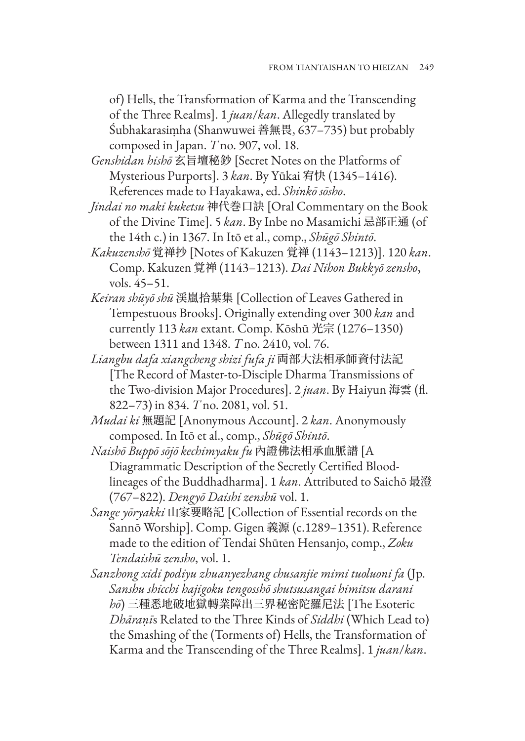of) Hells, the Transformation of Karma and the Transcending of the Three Realms]. 1 *juan*/*kan*. Allegedly translated by Śubhakarasiṃha (Shanwuwei 善無畏, 637–735) but probably composed in Japan. *T* no. 907, vol. 18.

*Genshidan hishō* 玄旨壇秘鈔 [Secret Notes on the Platforms of Mysterious Purports]. 3 *kan*. By Yūkai 宥快 (1345–1416). References made to Hayakawa, ed. *Shinkō sōsho*.

*Jindai no maki kuketsu* 神代巻口訣 [Oral Commentary on the Book of the Divine Time]. 5 *kan*. By Inbe no Masamichi 忌部正通 (of the 14th c.) in 1367. In Itō et al., comp., *Shūgō Shintō*.

*Kakuzenshō* 覚禅抄 [Notes of Kakuzen 覚禅 (1143–1213)]. 120 *kan*. Comp. Kakuzen 覚禅 (1143–1213). *Dai Nihon Bukkyō zensho*, vols. 45–51.

*Keiran shūyō shū* 渓嵐拾葉集 [Collection of Leaves Gathered in Tempestuous Brooks]. Originally extending over 300 *kan* and currently 113 *kan* extant. Comp. Kōshū 光宗 (1276–1350) between 1311 and 1348. *T* no. 2410, vol. 76.

*Liangbu dafa xiangcheng shizi fufa ji* 両部大法相承師資付法記 [The Record of Master-to-Disciple Dharma Transmissions of the Two-division Major Procedures]. 2 *juan*. By Haiyun 海雲 (fl. 822–73) in 834. *T* no. 2081, vol. 51.

*Mudai ki* 無題記 [Anonymous Account]. 2 *kan*. Anonymously composed. In Itō et al., comp., *Shūgō Shintō*.

*Naishō Buppō sōjō kechimyaku fu* 內證佛法相承血脈譜 [A Diagrammatic Description of the Secretly Certified Blood-lineages of the Buddhadharma]. 1 *kan*. Attributed to Saichō 最澄 (767–822). *Dengyō Daishi zenshū* vol. 1.

*Sange yōryakki* 山家要略記 [Collection of Essential records on the Sannō Worship]. Comp. Gigen 義源 (c.1289–1351). Reference made to the edition of Tendai Shūten Hensanjo, comp., *Zoku Tendaishū zensho*, vol. 1.

*Sanzhong xidi podiyu zhuanyezhang chusanjie mimi tuoluoni fa* (Jp. *Sanshu shicchi hajigoku tengosshō shutsusangai himitsu darani hō*) 三種悉地破地獄轉業障出三界秘密陀羅尼法 [The Esoteric *Dhāraṇī*s Related to the Three Kinds of *Siddhi* (Which Lead to) the Smashing of the (Torments of) Hells, the Transformation of Karma and the Transcending of the Three Realms]. 1 *juan*/*kan*.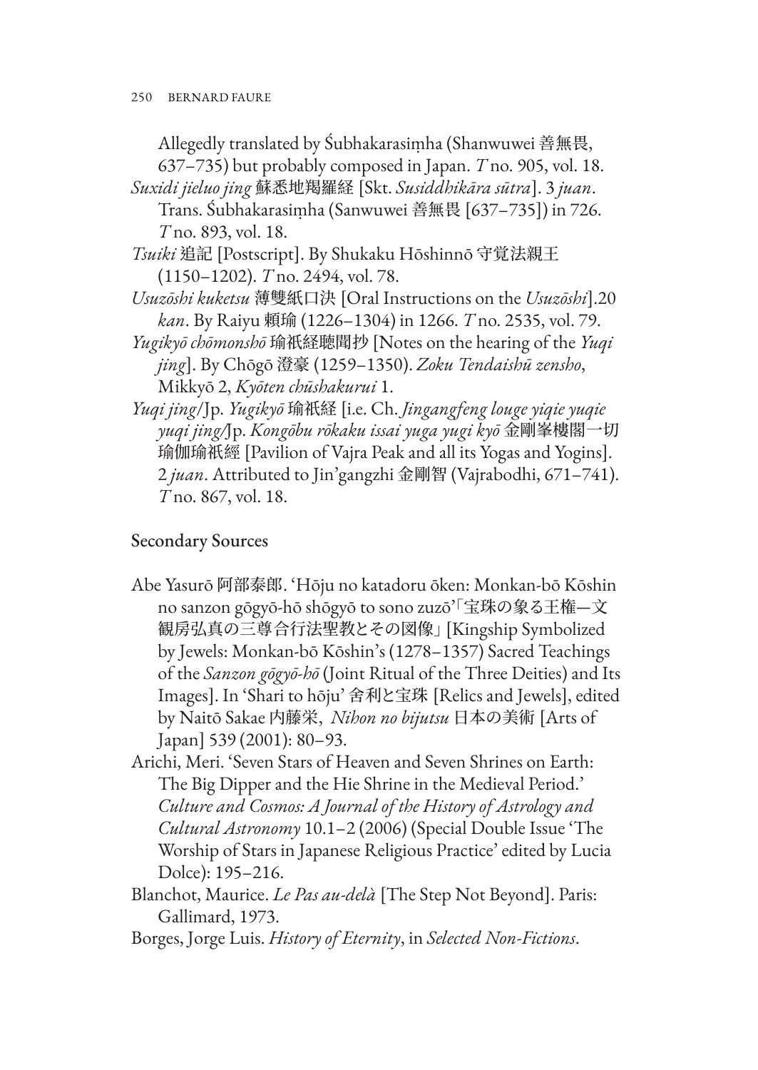Allegedly translated by Śubhakarasiṃha (Shanwuwei 善無畏, 637–735) but probably composed in Japan. *T* no. 905, vol. 18.

*Suxidi jieluo jing* 蘇悉地羯羅経 [Skt. *Susiddhikāra sūtra*]. 3 *juan*. Trans. Śubhakarasiṃha (Sanwuwei 善無畏 [637–735]) in 726. *T* no. 893, vol. 18.

*Tsuiki* 追記 [Postscript]. By Shukaku Hōshinnō 守覚法親王 (1150–1202). *T* no. 2494, vol. 78.

*Usuzōshi kuketsu* 薄雙紙口決 [Oral Instructions on the *Usuzōshi*].20 *kan*. By Raiyu 頼瑜 (1226–1304) in 1266. *T* no. 2535, vol. 79.

*Yugikyō chōmonshō* 瑜祇経聴聞抄 [Notes on the hearing of the *Yuqi jing*]. By Chōgō 澄豪 (1259–1350). *Zoku Tendaishū zensho*, Mikkyō 2, *Kyōten chūshakurui* 1.

*Yuqi jing*/Jp. *Yugikyō* 瑜祇経 [i.e. Ch. *Jingangfeng louge yiqie yuqie yuqi jing*/Jp. *Kongōbu rōkaku issai yuga yugi kyō* 金剛峯樓閣一切瑜伽瑜祇經 [Pavilion of Vajra Peak and all its Yogas and Yogins]. 2 *juan*. Attributed to Jin'gangzhi 金剛智 (Vajrabodhi, 671–741). *T* no. 867, vol. 18.

## Secondary Sources

Abe Yasurō 阿部泰郎. 'Hōju no katadoru ōken: Monkan-bō Kōshin no sanzon gōgyō-hō shōgyō to sono zuzō'「宝珠の象る王権—文観房弘真の三尊合行法聖教とその図像」[Kingship Symbolized by Jewels: Monkan-bō Kōshin's (1278–1357) Sacred Teachings of the *Sanzon gōgyō-hō* (Joint Ritual of the Three Deities) and Its Images]. In 'Shari to hōju' 舎利と宝珠 [Relics and Jewels], edited by Naitō Sakae 内藤栄, *Nihon no bijutsu* 日本の美術 [Arts of Japan] 539 (2001): 80–93.

Arichi, Meri. 'Seven Stars of Heaven and Seven Shrines on Earth: The Big Dipper and the Hie Shrine in the Medieval Period.' *Culture and Cosmos: A Journal of the History of Astrology and Cultural Astronomy* 10.1–2 (2006) (Special Double Issue 'The Worship of Stars in Japanese Religious Practice' edited by Lucia Dolce): 195–216.

Blanchot, Maurice. *Le Pas au-delà* [The Step Not Beyond]. Paris: Gallimard, 1973.

Borges, Jorge Luis. *History of Eternity*, in *Selected Non-Fictions*.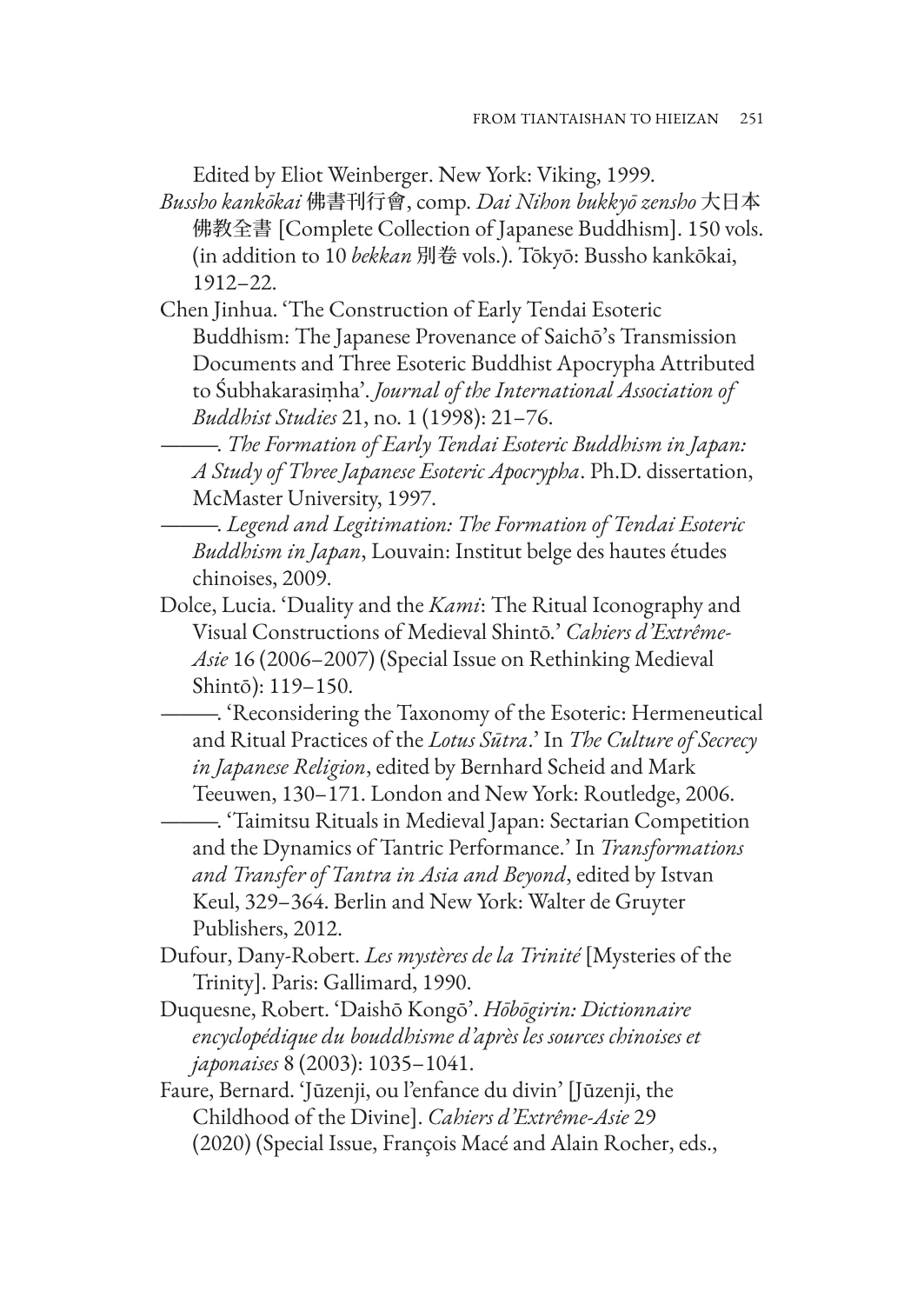Edited by Eliot Weinberger. New York: Viking, 1999.

*Bussho kankōkai* 佛書刊行會, comp. *Dai Nihon bukkyō zensho* 大日本佛教全書 [Complete Collection of Japanese Buddhism]. 150 vols. (in addition to 10 *bekkan* 別巻 vols.). Tōkyō: Bussho kankōkai, 1912–22.

Chen Jinhua. 'The Construction of Early Tendai Esoteric Buddhism: The Japanese Provenance of Saichō's Transmission Documents and Three Esoteric Buddhist Apocrypha Attributed to Śubhakarasiṃha'. *Journal of the International Association of Buddhist Studies* 21, no. 1 (1998): 21–76.

———. *The Formation of Early Tendai Esoteric Buddhism in Japan: A Study of Three Japanese Esoteric Apocrypha*. Ph.D. dissertation, McMaster University, 1997.

———. *Legend and Legitimation: The Formation of Tendai Esoteric Buddhism in Japan*, Louvain: Institut belge des hautes études chinoises, 2009.

Dolce, Lucia. 'Duality and the *Kami*: The Ritual Iconography and Visual Constructions of Medieval Shintō.' *Cahiers d'Extrême-Asie* 16 (2006–2007) (Special Issue on Rethinking Medieval Shintō): 119–150.

———. 'Reconsidering the Taxonomy of the Esoteric: Hermeneutical and Ritual Practices of the *Lotus Sūtra*.' In *The Culture of Secrecy in Japanese Religion*, edited by Bernhard Scheid and Mark Teeuwen, 130–171. London and New York: Routledge, 2006.

———. 'Taimitsu Rituals in Medieval Japan: Sectarian Competition and the Dynamics of Tantric Performance.' In *Transformations and Transfer of Tantra in Asia and Beyond*, edited by Istvan Keul, 329–364. Berlin and New York: Walter de Gruyter Publishers, 2012.

Dufour, Dany-Robert. *Les mystères de la Trinité* [Mysteries of the Trinity]. Paris: Gallimard, 1990.

Duquesne, Robert. 'Daishō Kongō'. *Hōbōgirin: Dictionnaire encyclopédique du bouddhisme d'après les sources chinoises et japonaises* 8 (2003): 1035–1041.

Faure, Bernard. 'Jūzenji, ou l'enfance du divin' [Jūzenji, the Childhood of the Divine]. *Cahiers d'Extrême-Asie* 29 (2020) (Special Issue, François Macé and Alain Rocher, eds.,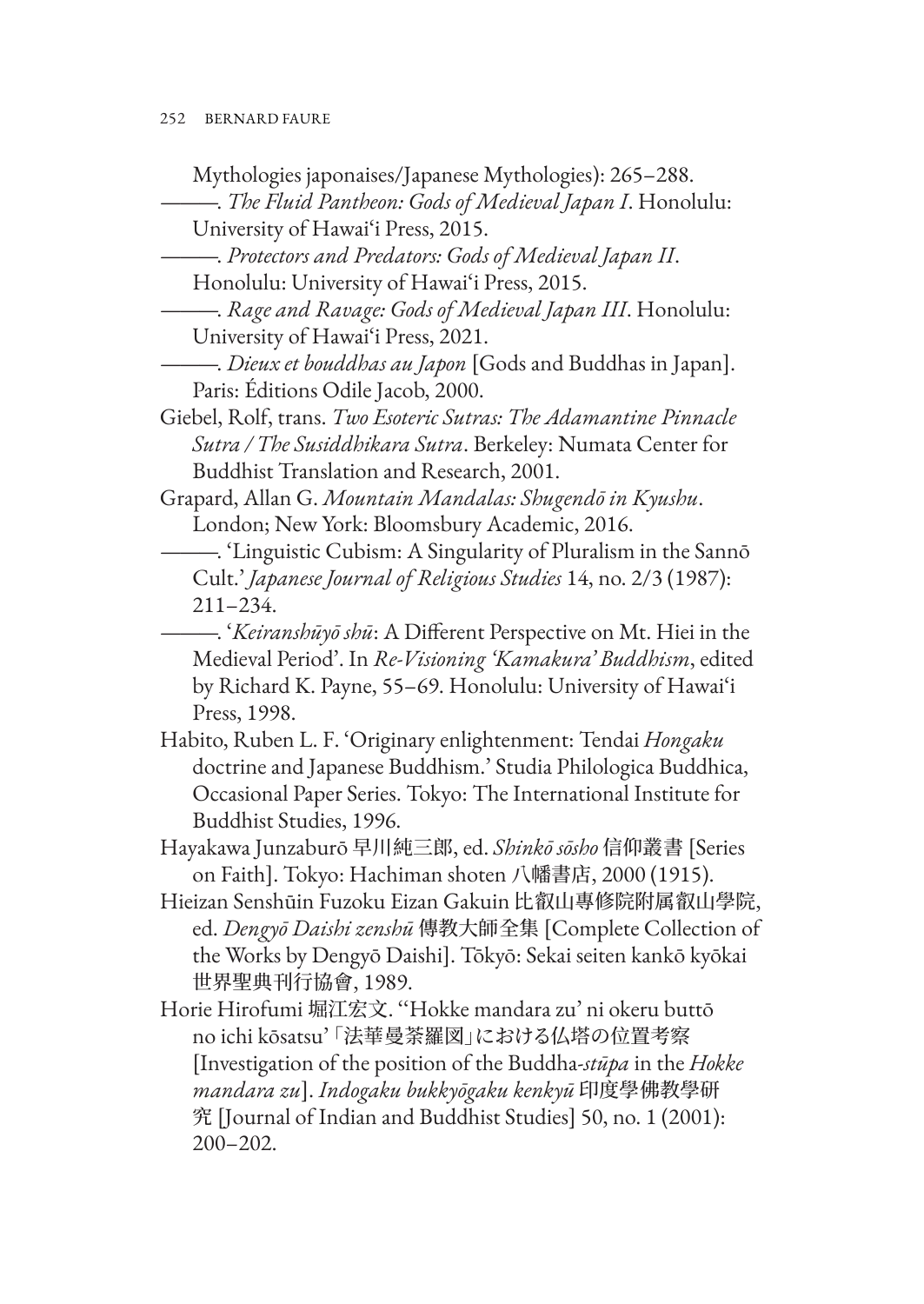Mythologies japonaises/Japanese Mythologies): 265–288.

———. *The Fluid Pantheon: Gods of Medieval Japan I*. Honolulu: University of Hawai'i Press, 2015.

———. *Protectors and Predators: Gods of Medieval Japan II*. Honolulu: University of Hawai'i Press, 2015.

———. *Rage and Ravage: Gods of Medieval Japan III*. Honolulu: University of Hawai'i Press, 2021.

———. *Dieux et bouddhas au Japon* [Gods and Buddhas in Japan]. Paris: Éditions Odile Jacob, 2000.

Giebel, Rolf, trans. *Two Esoteric Sutras: The Adamantine Pinnacle Sutra / The Susiddhikara Sutra*. Berkeley: Numata Center for Buddhist Translation and Research, 2001.

Grapard, Allan G. *Mountain Mandalas: Shugendō in Kyushu*. London; New York: Bloomsbury Academic, 2016.

———. 'Linguistic Cubism: A Singularity of Pluralism in the Sannō Cult.' *Japanese Journal of Religious Studies* 14, no. 2/3 (1987): 211–234.

———. '*Keiranshūyō shū*: A Different Perspective on Mt. Hiei in the Medieval Period'. In *Re-Visioning 'Kamakura' Buddhism*, edited by Richard K. Payne, 55–69. Honolulu: University of Hawai'i Press, 1998.

Habito, Ruben L. F. 'Originary enlightenment: Tendai *Hongaku* doctrine and Japanese Buddhism.' Studia Philologica Buddhica, Occasional Paper Series. Tokyo: The International Institute for Buddhist Studies, 1996.

Hayakawa Junzaburō 早川純三郎, ed. *Shinkō sōsho* 信仰叢書 [Series on Faith]. Tokyo: Hachiman shoten 八幡書店, 2000 (1915).

Hieizan Senshūin Fuzoku Eizan Gakuin 比叡山専修院附属叡山學院, ed. *Dengyō Daishi zenshū* 傳教大師全集 [Complete Collection of the Works by Dengyō Daishi]. Tōkyō: Sekai seiten kankō kyōkai 世界聖典刊行協會, 1989.

Horie Hirofumi 堀江宏文. ''Hokke mandara zu' ni okeru buttō no ichi kōsatsu' 「法華曼荼羅図」における仏塔の位置考察 [Investigation of the position of the Buddha-*stūpa* in the *Hokke mandara zu*]. *Indogaku bukkyōgaku kenkyū* 印度學佛教學研究 [Journal of Indian and Buddhist Studies] 50, no. 1 (2001): 200–202.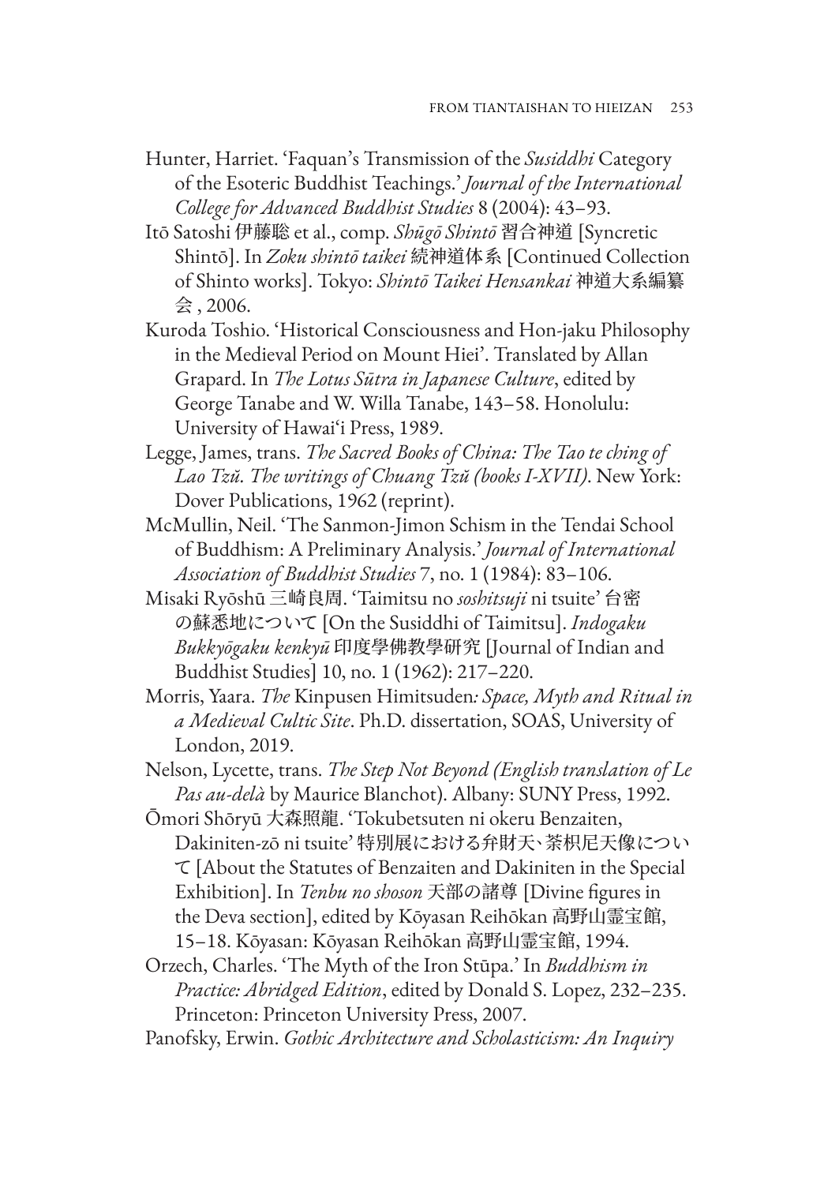Hunter, Harriet. 'Faquan's Transmission of the *Susiddhi* Category of the Esoteric Buddhist Teachings.' *Journal of the International College for Advanced Buddhist Studies* 8 (2004): 43–93.

Itō Satoshi 伊藤聡 et al., comp. *Shūgō Shintō* 習合神道 [Syncretic Shintō]. In *Zoku shintō taikei* 続神道体系 [Continued Collection of Shinto works]. Tokyo: *Shintō Taikei Hensankai* 神道大系編纂会 , 2006.

Kuroda Toshio. 'Historical Consciousness and Hon-jaku Philosophy in the Medieval Period on Mount Hiei'. Translated by Allan Grapard. In *The Lotus Sūtra in Japanese Culture*, edited by George Tanabe and W. Willa Tanabe, 143–58. Honolulu: University of Hawai'i Press, 1989.

Legge, James, trans. *The Sacred Books of China: The Tao te ching of Lao Tzŭ. The writings of Chuang Tzŭ (books I-XVII)*. New York: Dover Publications, 1962 (reprint).

McMullin, Neil. 'The Sanmon-Jimon Schism in the Tendai School of Buddhism: A Preliminary Analysis.' *Journal of International Association of Buddhist Studies* 7, no. 1 (1984): 83–106.

Misaki Ryōshū 三崎良周. 'Taimitsu no *soshitsuji* ni tsuite' 台密の蘇悉地について [On the Susiddhi of Taimitsu]. *Indogaku Bukkyōgaku kenkyū* 印度學佛教學研究 [Journal of Indian and Buddhist Studies] 10, no. 1 (1962): 217–220.

Morris, Yaara. *The* Kinpusen Himitsuden*: Space, Myth and Ritual in a Medieval Cultic Site*. Ph.D. dissertation, SOAS, University of London, 2019.

Nelson, Lycette, trans. *The Step Not Beyond (English translation of Le Pas au-delà* by Maurice Blanchot). Albany: SUNY Press, 1992.

Ōmori Shōryū 大森照龍. 'Tokubetsuten ni okeru Benzaiten, Dakiniten-zō ni tsuite' 特別展における弁財天、荼枳尼天像について [About the Statutes of Benzaiten and Dakiniten in the Special Exhibition]. In *Tenbu no shoson* 天部の諸尊 [Divine figures in the Deva section], edited by Kōyasan Reihōkan 高野山霊宝館, 15–18. Kōyasan: Kōyasan Reihōkan 高野山霊宝館, 1994.

Orzech, Charles. 'The Myth of the Iron Stūpa.' In *Buddhism in Practice: Abridged Edition*, edited by Donald S. Lopez, 232–235. Princeton: Princeton University Press, 2007.

Panofsky, Erwin. *Gothic Architecture and Scholasticism: An Inquiry*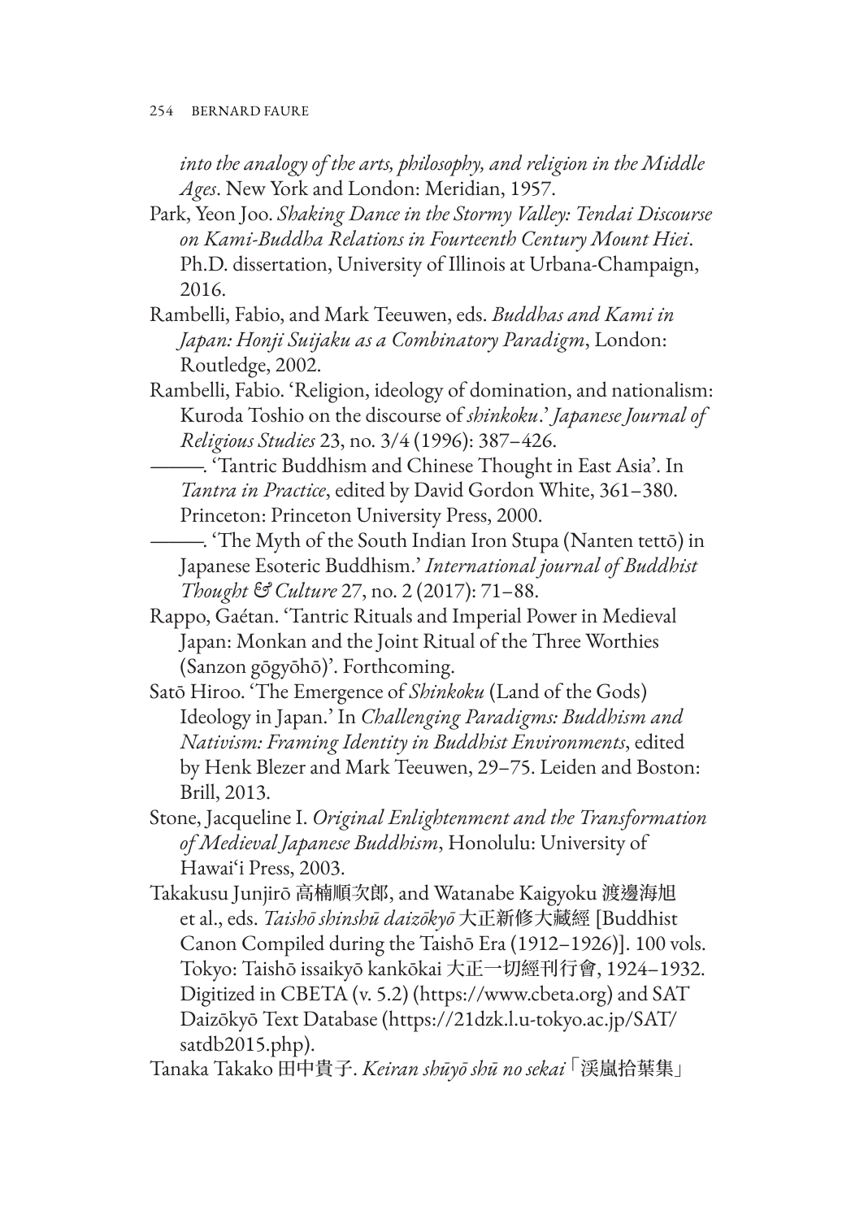*into the analogy of the arts, philosophy, and religion in the Middle Ages*. New York and London: Meridian, 1957.

Park, Yeon Joo. *Shaking Dance in the Stormy Valley: Tendai Discourse on Kami-Buddha Relations in Fourteenth Century Mount Hiei*. Ph.D. dissertation, University of Illinois at Urbana-Champaign, 2016.

Rambelli, Fabio, and Mark Teeuwen, eds. *Buddhas and Kami in Japan: Honji Suijaku as a Combinatory Paradigm*, London: Routledge, 2002.

Rambelli, Fabio. 'Religion, ideology of domination, and nationalism: Kuroda Toshio on the discourse of *shinkoku*.' *Japanese Journal of Religious Studies* 23, no. 3/4 (1996): 387–426.

———. 'Tantric Buddhism and Chinese Thought in East Asia'. In *Tantra in Practice*, edited by David Gordon White, 361–380. Princeton: Princeton University Press, 2000.

———. 'The Myth of the South Indian Iron Stupa (Nanten tettō) in Japanese Esoteric Buddhism.' *International journal of Buddhist Thought & Culture* 27, no. 2 (2017): 71–88.

Rappo, Gaétan. 'Tantric Rituals and Imperial Power in Medieval Japan: Monkan and the Joint Ritual of the Three Worthies (Sanzon gōgyōhō)'. Forthcoming.

Satō Hiroo. 'The Emergence of *Shinkoku* (Land of the Gods) Ideology in Japan.' In *Challenging Paradigms: Buddhism and Nativism: Framing Identity in Buddhist Environments*, edited by Henk Blezer and Mark Teeuwen, 29–75. Leiden and Boston: Brill, 2013.

Stone, Jacqueline I. *Original Enlightenment and the Transformation of Medieval Japanese Buddhism*, Honolulu: University of Hawai'i Press, 2003.

Takakusu Junjirō 高楠順次郎, and Watanabe Kaigyoku 渡邊海旭 et al., eds. *Taishō shinshū daizōkyō* 大正新修大藏經 [Buddhist Canon Compiled during the Taishō Era (1912–1926)]. 100 vols. Tokyo: Taishō issaikyō kankōkai 大正一切經刊行會, 1924–1932. Digitized in CBETA (v. 5.2) (https://www.cbeta.org) and SAT Daizōkyō Text Database (https://21dzk.l.u-tokyo.ac.jp/SAT/satdb2015.php).

Tanaka Takako 田中貴子. *Keiran shūyō shū no sekai*「渓嵐拾葉集」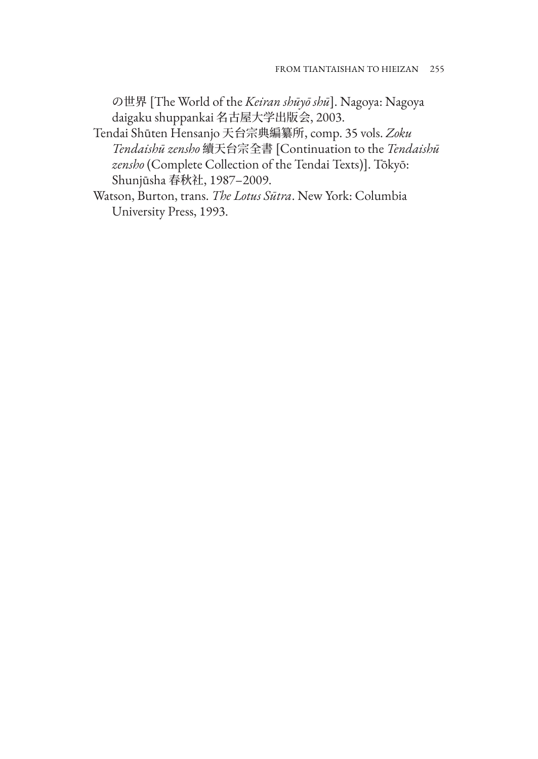の世界 [The World of the *Keiran shūyō shū*]. Nagoya: Nagoya daigaku shuppankai 名古屋大学出版会, 2003.

Tendai Shūten Hensanjo 天台宗典編纂所, comp. 35 vols. *Zoku Tendaishū zensho* 續天台宗全書 [Continuation to the *Tendaishū zensho* (Complete Collection of the Tendai Texts)]. Tōkyō: Shunjūsha 春秋社, 1987–2009.

Watson, Burton, trans. *The Lotus Sūtra*. New York: Columbia University Press, 1993.